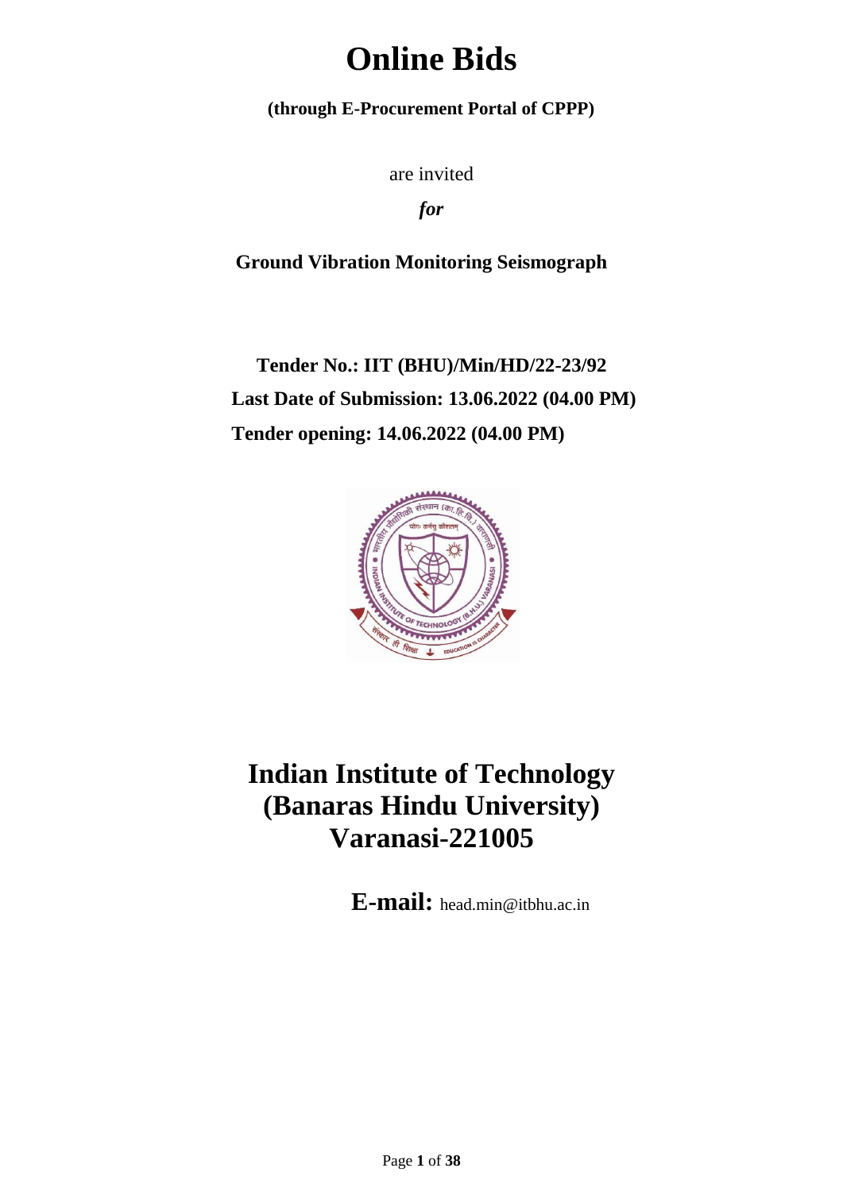# Online Bids

**(through E-Procurement Portal of CPPP)**

are invited

***for***

**Ground Vibration Monitoring Seismograph**

**Tender No.: IIT (BHU)/Min/HD/22-23/92**

**Last Date of Submission: 13.06.2022 (04.00 PM)**

**Tender opening: 14.06.2022 (04.00 PM)**

# Indian Institute of Technology (Banaras Hindu University) Varanasi-221005

**E-mail:** head.min@itbhu.ac.in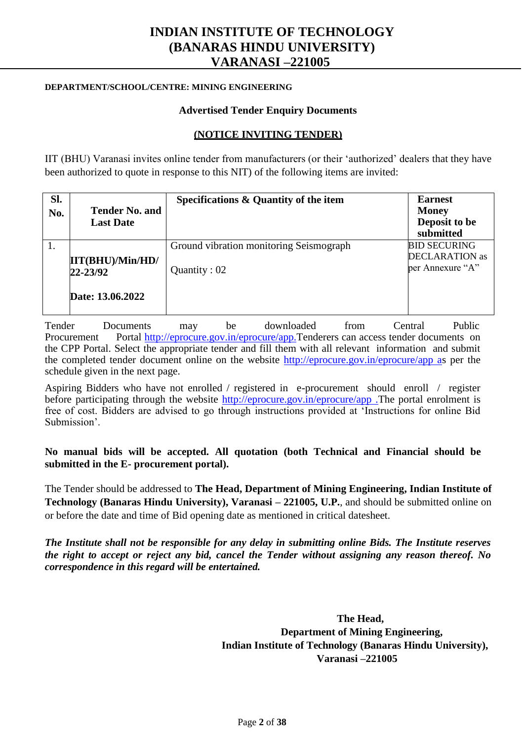# INDIAN INSTITUTE OF TECHNOLOGY (BANARAS HINDU UNIVERSITY) VARANASI –221005

**DEPARTMENT/SCHOOL/CENTRE: MINING ENGINEERING**

**Advertised Tender Enquiry Documents**

**(NOTICE INVITING TENDER)**

IIT (BHU) Varanasi invites online tender from manufacturers (or their 'authorized' dealers that they have been authorized to quote in response to this NIT) of the following items are invited:

| Sl. No. | Tender No. and Last Date | Specifications & Quantity of the item | Earnest Money Deposit to be submitted |
|---|---|---|---|
| 1. | **IIT(BHU)/Min/HD/ 22-23/92**<br><br>**Date: 13.06.2022** | Ground vibration monitoring Seismograph<br><br>Quantity : 02 | BID SECURING DECLARATION as per Annexure "A" |

Tender Documents may be downloaded from Central Public Procurement Portal http://eprocure.gov.in/eprocure/app.Tenderers can access tender documents on the CPP Portal. Select the appropriate tender and fill them with all relevant information and submit the completed tender document online on the website http://eprocure.gov.in/eprocure/app as per the schedule given in the next page.

Aspiring Bidders who have not enrolled / registered in e-procurement should enroll / register before participating through the website http://eprocure.gov.in/eprocure/app .The portal enrolment is free of cost. Bidders are advised to go through instructions provided at 'Instructions for online Bid Submission'.

**No manual bids will be accepted. All quotation (both Technical and Financial should be submitted in the E- procurement portal).**

The Tender should be addressed to **The Head, Department of Mining Engineering, Indian Institute of Technology (Banaras Hindu University), Varanasi – 221005, U.P.**, and should be submitted online on or before the date and time of Bid opening date as mentioned in critical datesheet.

***The Institute shall not be responsible for any delay in submitting online Bids. The Institute reserves the right to accept or reject any bid, cancel the Tender without assigning any reason thereof. No correspondence in this regard will be entertained.***

**The Head,**
**Department of Mining Engineering,**
**Indian Institute of Technology (Banaras Hindu University),**
**Varanasi –221005**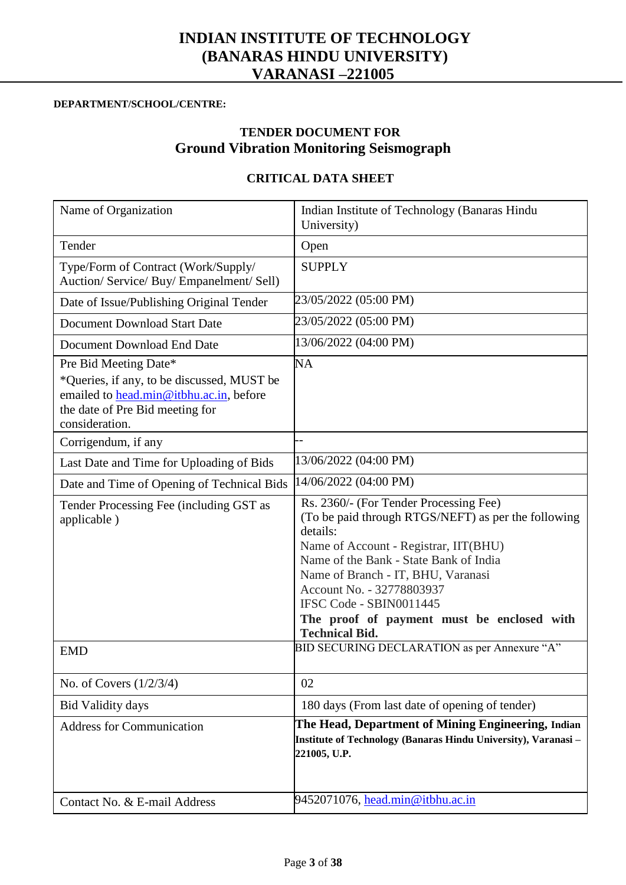# INDIAN INSTITUTE OF TECHNOLOGY
# (BANARAS HINDU UNIVERSITY)
# VARANASI –221005

**DEPARTMENT/SCHOOL/CENTRE:**

## TENDER DOCUMENT FOR
## Ground Vibration Monitoring Seismograph

### CRITICAL DATA SHEET

| | |
|---|---|
| Name of Organization | Indian Institute of Technology (Banaras Hindu University) |
| Tender | Open |
| Type/Form of Contract (Work/Supply/ Auction/ Service/ Buy/ Empanelment/ Sell) | SUPPLY |
| Date of Issue/Publishing Original Tender | 23/05/2022 (05:00 PM) |
| Document Download Start Date | 23/05/2022 (05:00 PM) |
| Document Download End Date | 13/06/2022 (04:00 PM) |
| Pre Bid Meeting Date*<br>*Queries, if any, to be discussed, MUST be emailed to head.min@itbhu.ac.in, before the date of Pre Bid meeting for consideration. | NA |
| Corrigendum, if any | -- |
| Last Date and Time for Uploading of Bids | 13/06/2022 (04:00 PM) |
| Date and Time of Opening of Technical Bids | 14/06/2022 (04:00 PM) |
| Tender Processing Fee (including GST as applicable ) | Rs. 2360/- (For Tender Processing Fee)<br>(To be paid through RTGS/NEFT) as per the following details:<br>Name of Account - Registrar, IIT(BHU)<br>Name of the Bank - State Bank of India<br>Name of Branch - IT, BHU, Varanasi<br>Account No. - 32778803937<br>IFSC Code - SBIN0011445<br>**The proof of payment must be enclosed with Technical Bid.** |
| EMD | BID SECURING DECLARATION as per Annexure "A" |
| No. of Covers (1/2/3/4) | 02 |
| Bid Validity days | 180 days (From last date of opening of tender) |
| Address for Communication | **The Head, Department of Mining Engineering, Indian Institute of Technology (Banaras Hindu University), Varanasi – 221005, U.P.** |
| Contact No. & E-mail Address | 9452071076, head.min@itbhu.ac.in |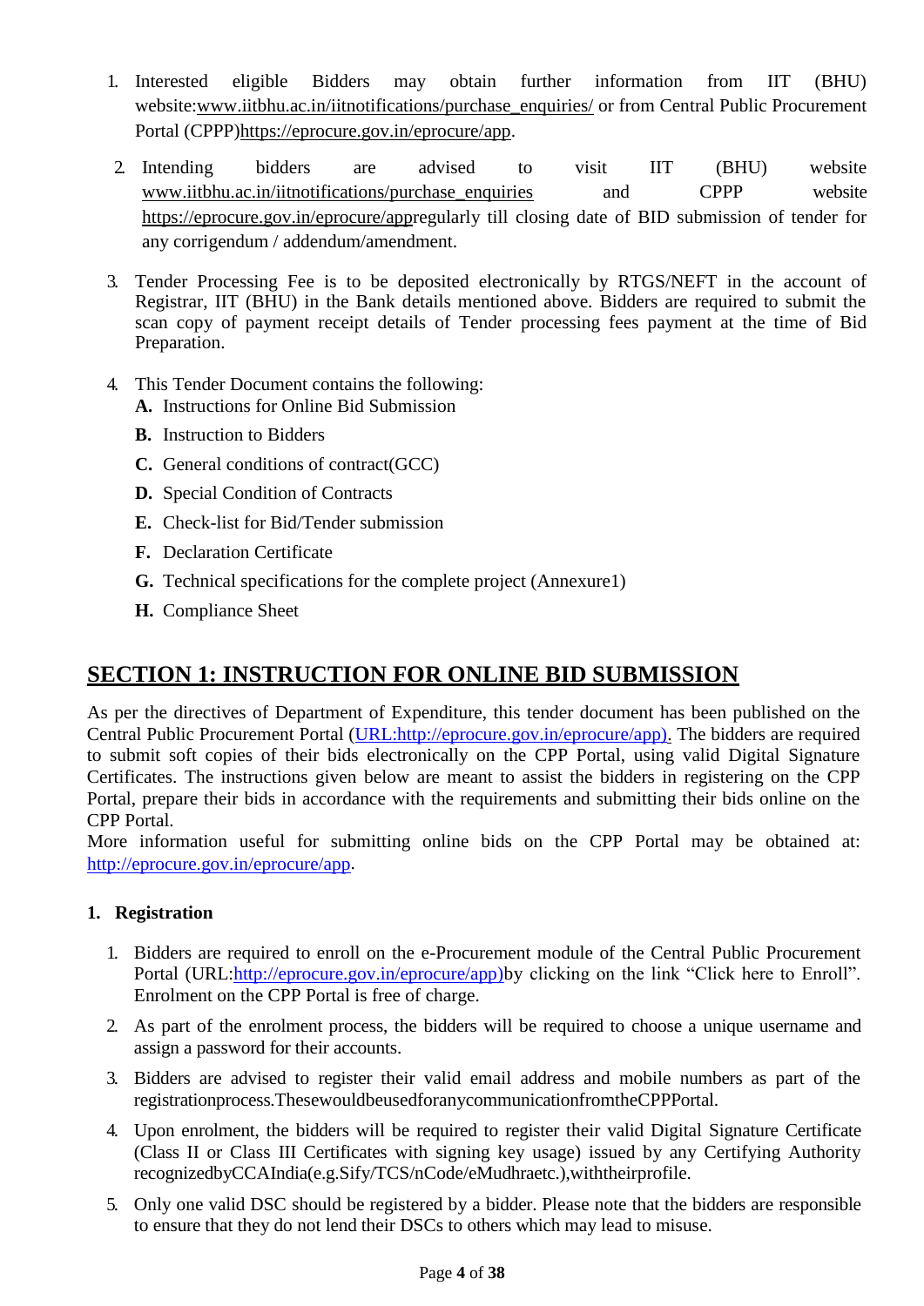1. Interested eligible Bidders may obtain further information from IIT (BHU) website:www.iitbhu.ac.in/iitnotifications/purchase_enquiries/ or from Central Public Procurement Portal (CPPP)https://eprocure.gov.in/eprocure/app.

2. Intending bidders are advised to visit IIT (BHU) website www.iitbhu.ac.in/iitnotifications/purchase_enquiries and CPPP website https://eprocure.gov.in/eprocure/appregularly till closing date of BID submission of tender for any corrigendum / addendum/amendment.

3. Tender Processing Fee is to be deposited electronically by RTGS/NEFT in the account of Registrar, IIT (BHU) in the Bank details mentioned above. Bidders are required to submit the scan copy of payment receipt details of Tender processing fees payment at the time of Bid Preparation.

4. This Tender Document contains the following:
   **A.** Instructions for Online Bid Submission
   
   **B.** Instruction to Bidders
   
   **C.** General conditions of contract(GCC)
   
   **D.** Special Condition of Contracts
   
   **E.** Check-list for Bid/Tender submission
   
   **F.** Declaration Certificate
   
   **G.** Technical specifications for the complete project (Annexure1)
   
   **H.** Compliance Sheet

## SECTION 1: INSTRUCTION FOR ONLINE BID SUBMISSION

As per the directives of Department of Expenditure, this tender document has been published on the Central Public Procurement Portal (URL:http://eprocure.gov.in/eprocure/app). The bidders are required to submit soft copies of their bids electronically on the CPP Portal, using valid Digital Signature Certificates. The instructions given below are meant to assist the bidders in registering on the CPP Portal, prepare their bids in accordance with the requirements and submitting their bids online on the CPP Portal.
More information useful for submitting online bids on the CPP Portal may be obtained at: http://eprocure.gov.in/eprocure/app.

**1. Registration**

1. Bidders are required to enroll on the e-Procurement module of the Central Public Procurement Portal (URL:http://eprocure.gov.in/eprocure/app)by clicking on the link "Click here to Enroll". Enrolment on the CPP Portal is free of charge.

2. As part of the enrolment process, the bidders will be required to choose a unique username and assign a password for their accounts.

3. Bidders are advised to register their valid email address and mobile numbers as part of the registrationprocess.ThesewouldbeusedforanycommunicationfromtheCPPPortal.

4. Upon enrolment, the bidders will be required to register their valid Digital Signature Certificate (Class II or Class III Certificates with signing key usage) issued by any Certifying Authority recognizedbyCCAIndia(e.g.Sify/TCS/nCode/eMudhraetc.),withtheirprofile.

5. Only one valid DSC should be registered by a bidder. Please note that the bidders are responsible to ensure that they do not lend their DSCs to others which may lead to misuse.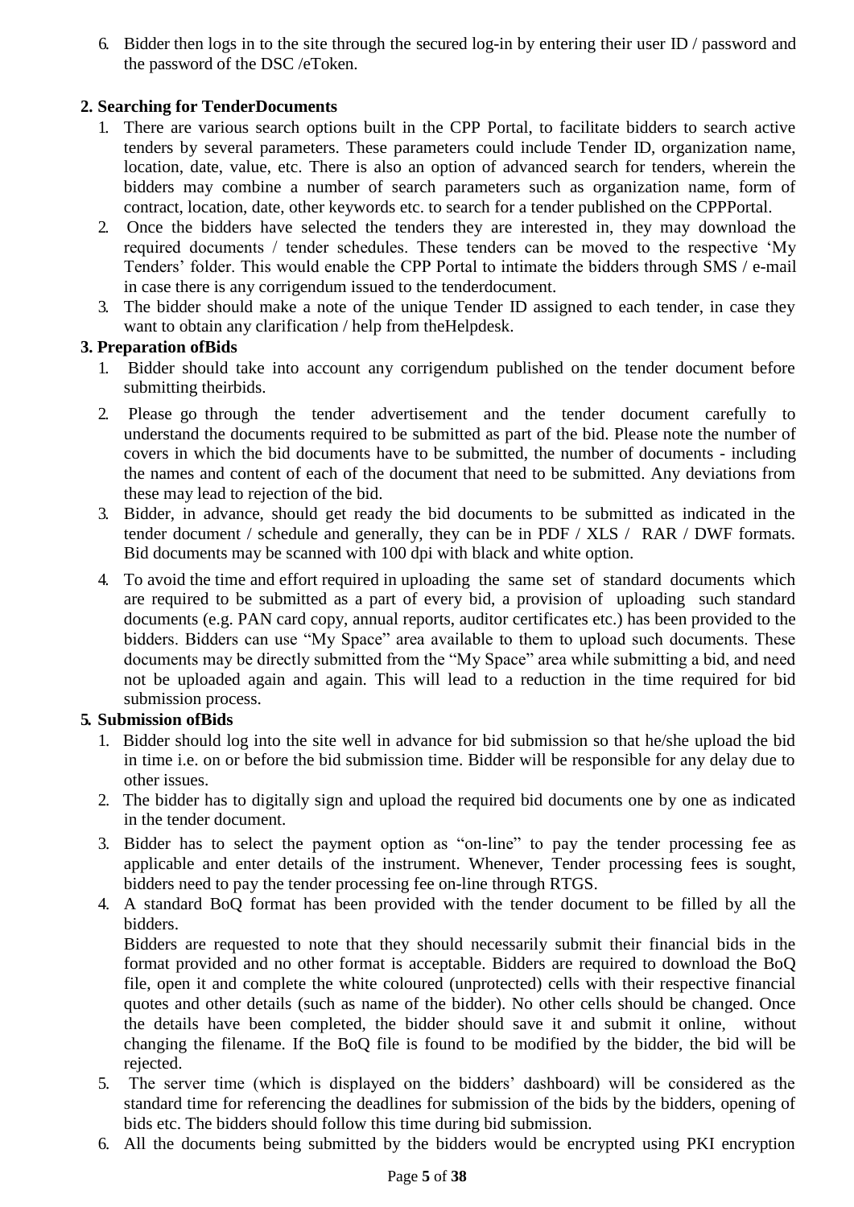6. Bidder then logs in to the site through the secured log-in by entering their user ID / password and the password of the DSC /eToken.

**2. Searching for TenderDocuments**

1. There are various search options built in the CPP Portal, to facilitate bidders to search active tenders by several parameters. These parameters could include Tender ID, organization name, location, date, value, etc. There is also an option of advanced search for tenders, wherein the bidders may combine a number of search parameters such as organization name, form of contract, location, date, other keywords etc. to search for a tender published on the CPPPortal.
2. Once the bidders have selected the tenders they are interested in, they may download the required documents / tender schedules. These tenders can be moved to the respective 'My Tenders' folder. This would enable the CPP Portal to intimate the bidders through SMS / e-mail in case there is any corrigendum issued to the tenderdocument.
3. The bidder should make a note of the unique Tender ID assigned to each tender, in case they want to obtain any clarification / help from theHelpdesk.

**3. Preparation ofBids**

1. Bidder should take into account any corrigendum published on the tender document before submitting theirbids.
2. Please go through the tender advertisement and the tender document carefully to understand the documents required to be submitted as part of the bid. Please note the number of covers in which the bid documents have to be submitted, the number of documents - including the names and content of each of the document that need to be submitted. Any deviations from these may lead to rejection of the bid.
3. Bidder, in advance, should get ready the bid documents to be submitted as indicated in the tender document / schedule and generally, they can be in PDF / XLS / RAR / DWF formats. Bid documents may be scanned with 100 dpi with black and white option.
4. To avoid the time and effort required in uploading the same set of standard documents which are required to be submitted as a part of every bid, a provision of uploading such standard documents (e.g. PAN card copy, annual reports, auditor certificates etc.) has been provided to the bidders. Bidders can use "My Space" area available to them to upload such documents. These documents may be directly submitted from the "My Space" area while submitting a bid, and need not be uploaded again and again. This will lead to a reduction in the time required for bid submission process.

**5. Submission ofBids**

1. Bidder should log into the site well in advance for bid submission so that he/she upload the bid in time i.e. on or before the bid submission time. Bidder will be responsible for any delay due to other issues.
2. The bidder has to digitally sign and upload the required bid documents one by one as indicated in the tender document.
3. Bidder has to select the payment option as "on-line" to pay the tender processing fee as applicable and enter details of the instrument. Whenever, Tender processing fees is sought, bidders need to pay the tender processing fee on-line through RTGS.
4. A standard BoQ format has been provided with the tender document to be filled by all the bidders.

   Bidders are requested to note that they should necessarily submit their financial bids in the format provided and no other format is acceptable. Bidders are required to download the BoQ file, open it and complete the white coloured (unprotected) cells with their respective financial quotes and other details (such as name of the bidder). No other cells should be changed. Once the details have been completed, the bidder should save it and submit it online, without changing the filename. If the BoQ file is found to be modified by the bidder, the bid will be rejected.
5. The server time (which is displayed on the bidders' dashboard) will be considered as the standard time for referencing the deadlines for submission of the bids by the bidders, opening of bids etc. The bidders should follow this time during bid submission.
6. All the documents being submitted by the bidders would be encrypted using PKI encryption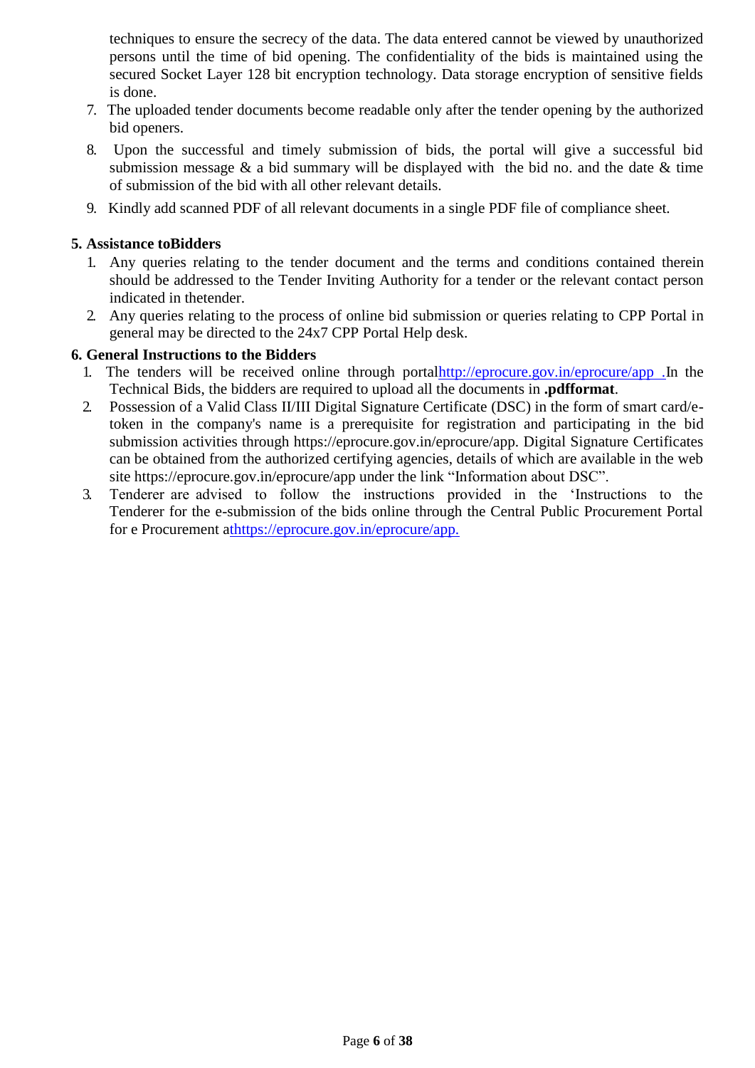techniques to ensure the secrecy of the data. The data entered cannot be viewed by unauthorized persons until the time of bid opening. The confidentiality of the bids is maintained using the secured Socket Layer 128 bit encryption technology. Data storage encryption of sensitive fields is done.

7. The uploaded tender documents become readable only after the tender opening by the authorized bid openers.
8. Upon the successful and timely submission of bids, the portal will give a successful bid submission message & a bid summary will be displayed with the bid no. and the date & time of submission of the bid with all other relevant details.
9. Kindly add scanned PDF of all relevant documents in a single PDF file of compliance sheet.

**5. Assistance toBidders**

1. Any queries relating to the tender document and the terms and conditions contained therein should be addressed to the Tender Inviting Authority for a tender or the relevant contact person indicated in thetender.
2. Any queries relating to the process of online bid submission or queries relating to CPP Portal in general may be directed to the 24x7 CPP Portal Help desk.

**6. General Instructions to the Bidders**

1. The tenders will be received online through portalhttp://eprocure.gov.in/eprocure/app .In the Technical Bids, the bidders are required to upload all the documents in **.pdfformat**.
2. Possession of a Valid Class II/III Digital Signature Certificate (DSC) in the form of smart card/e-token in the company's name is a prerequisite for registration and participating in the bid submission activities through https://eprocure.gov.in/eprocure/app. Digital Signature Certificates can be obtained from the authorized certifying agencies, details of which are available in the web site https://eprocure.gov.in/eprocure/app under the link "Information about DSC".
3. Tenderer are advised to follow the instructions provided in the 'Instructions to the Tenderer for the e-submission of the bids online through the Central Public Procurement Portal for e Procurement athttps://eprocure.gov.in/eprocure/app.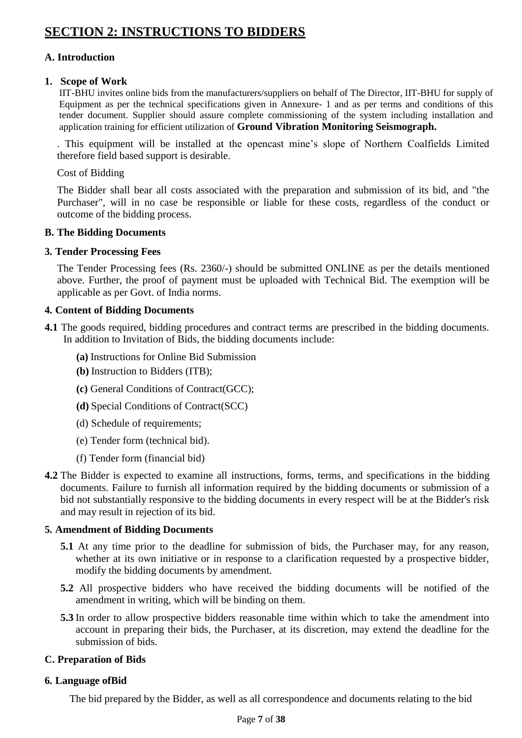# SECTION 2: INSTRUCTIONS TO BIDDERS

### A. Introduction

#### 1. Scope of Work

IIT-BHU invites online bids from the manufacturers/suppliers on behalf of The Director, IIT-BHU for supply of Equipment as per the technical specifications given in Annexure- 1 and as per terms and conditions of this tender document. Supplier should assure complete commissioning of the system including installation and application training for efficient utilization of **Ground Vibration Monitoring Seismograph.**

. This equipment will be installed at the opencast mine's slope of Northern Coalfields Limited therefore field based support is desirable.

Cost of Bidding

The Bidder shall bear all costs associated with the preparation and submission of its bid, and "the Purchaser", will in no case be responsible or liable for these costs, regardless of the conduct or outcome of the bidding process.

### B. The Bidding Documents

#### 3. Tender Processing Fees

The Tender Processing fees (Rs. 2360/-) should be submitted ONLINE as per the details mentioned above. Further, the proof of payment must be uploaded with Technical Bid. The exemption will be applicable as per Govt. of India norms.

#### 4. Content of Bidding Documents

**4.1** The goods required, bidding procedures and contract terms are prescribed in the bidding documents. In addition to Invitation of Bids, the bidding documents include:

- **(a)** Instructions for Online Bid Submission
- **(b)** Instruction to Bidders (ITB);
- **(c)** General Conditions of Contract(GCC);
- **(d)** Special Conditions of Contract(SCC)
- (d) Schedule of requirements;
- (e) Tender form (technical bid).
- (f) Tender form (financial bid)

**4.2** The Bidder is expected to examine all instructions, forms, terms, and specifications in the bidding documents. Failure to furnish all information required by the bidding documents or submission of a bid not substantially responsive to the bidding documents in every respect will be at the Bidder's risk and may result in rejection of its bid.

#### 5. Amendment of Bidding Documents

**5.1** At any time prior to the deadline for submission of bids, the Purchaser may, for any reason, whether at its own initiative or in response to a clarification requested by a prospective bidder, modify the bidding documents by amendment.

**5.2** All prospective bidders who have received the bidding documents will be notified of the amendment in writing, which will be binding on them.

**5.3** In order to allow prospective bidders reasonable time within which to take the amendment into account in preparing their bids, the Purchaser, at its discretion, may extend the deadline for the submission of bids.

### C. Preparation of Bids

#### 6. Language ofBid

The bid prepared by the Bidder, as well as all correspondence and documents relating to the bid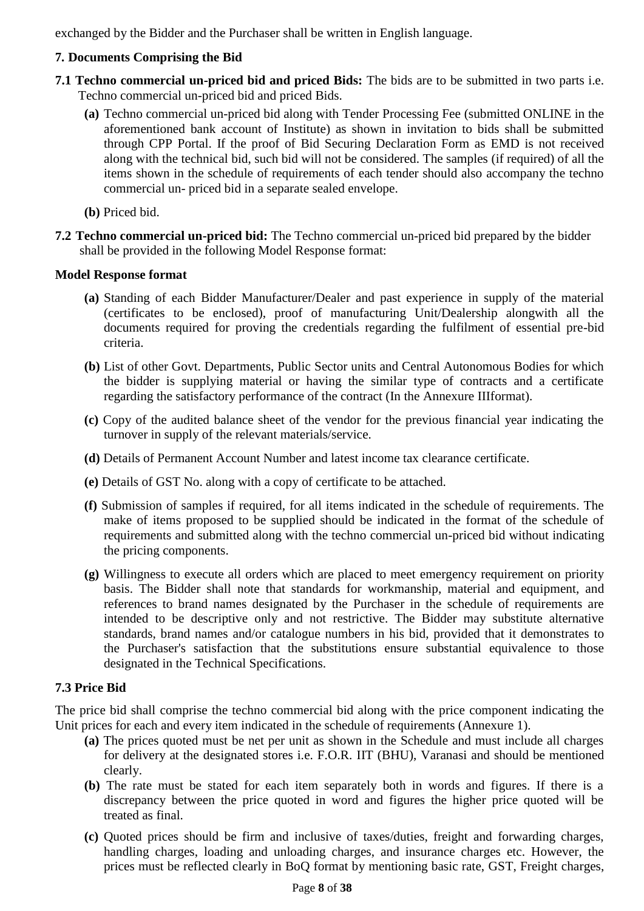exchanged by the Bidder and the Purchaser shall be written in English language.

### 7. Documents Comprising the Bid

**7.1 Techno commercial un-priced bid and priced Bids:** The bids are to be submitted in two parts i.e. Techno commercial un-priced bid and priced Bids.

- **(a)** Techno commercial un-priced bid along with Tender Processing Fee (submitted ONLINE in the aforementioned bank account of Institute) as shown in invitation to bids shall be submitted through CPP Portal. If the proof of Bid Securing Declaration Form as EMD is not received along with the technical bid, such bid will not be considered. The samples (if required) of all the items shown in the schedule of requirements of each tender should also accompany the techno commercial un- priced bid in a separate sealed envelope.
- **(b)** Priced bid.

**7.2 Techno commercial un-priced bid:** The Techno commercial un-priced bid prepared by the bidder shall be provided in the following Model Response format:

**Model Response format**

- **(a)** Standing of each Bidder Manufacturer/Dealer and past experience in supply of the material (certificates to be enclosed), proof of manufacturing Unit/Dealership alongwith all the documents required for proving the credentials regarding the fulfilment of essential pre-bid criteria.
- **(b)** List of other Govt. Departments, Public Sector units and Central Autonomous Bodies for which the bidder is supplying material or having the similar type of contracts and a certificate regarding the satisfactory performance of the contract (In the Annexure IIIformat).
- **(c)** Copy of the audited balance sheet of the vendor for the previous financial year indicating the turnover in supply of the relevant materials/service.
- **(d)** Details of Permanent Account Number and latest income tax clearance certificate.
- **(e)** Details of GST No. along with a copy of certificate to be attached.
- **(f)** Submission of samples if required, for all items indicated in the schedule of requirements. The make of items proposed to be supplied should be indicated in the format of the schedule of requirements and submitted along with the techno commercial un-priced bid without indicating the pricing components.
- **(g)** Willingness to execute all orders which are placed to meet emergency requirement on priority basis. The Bidder shall note that standards for workmanship, material and equipment, and references to brand names designated by the Purchaser in the schedule of requirements are intended to be descriptive only and not restrictive. The Bidder may substitute alternative standards, brand names and/or catalogue numbers in his bid, provided that it demonstrates to the Purchaser's satisfaction that the substitutions ensure substantial equivalence to those designated in the Technical Specifications.

### 7.3 Price Bid

The price bid shall comprise the techno commercial bid along with the price component indicating the Unit prices for each and every item indicated in the schedule of requirements (Annexure 1).

- **(a)** The prices quoted must be net per unit as shown in the Schedule and must include all charges for delivery at the designated stores i.e. F.O.R. IIT (BHU), Varanasi and should be mentioned clearly.
- **(b)** The rate must be stated for each item separately both in words and figures. If there is a discrepancy between the price quoted in word and figures the higher price quoted will be treated as final.
- **(c)** Quoted prices should be firm and inclusive of taxes/duties, freight and forwarding charges, handling charges, loading and unloading charges, and insurance charges etc. However, the prices must be reflected clearly in BoQ format by mentioning basic rate, GST, Freight charges,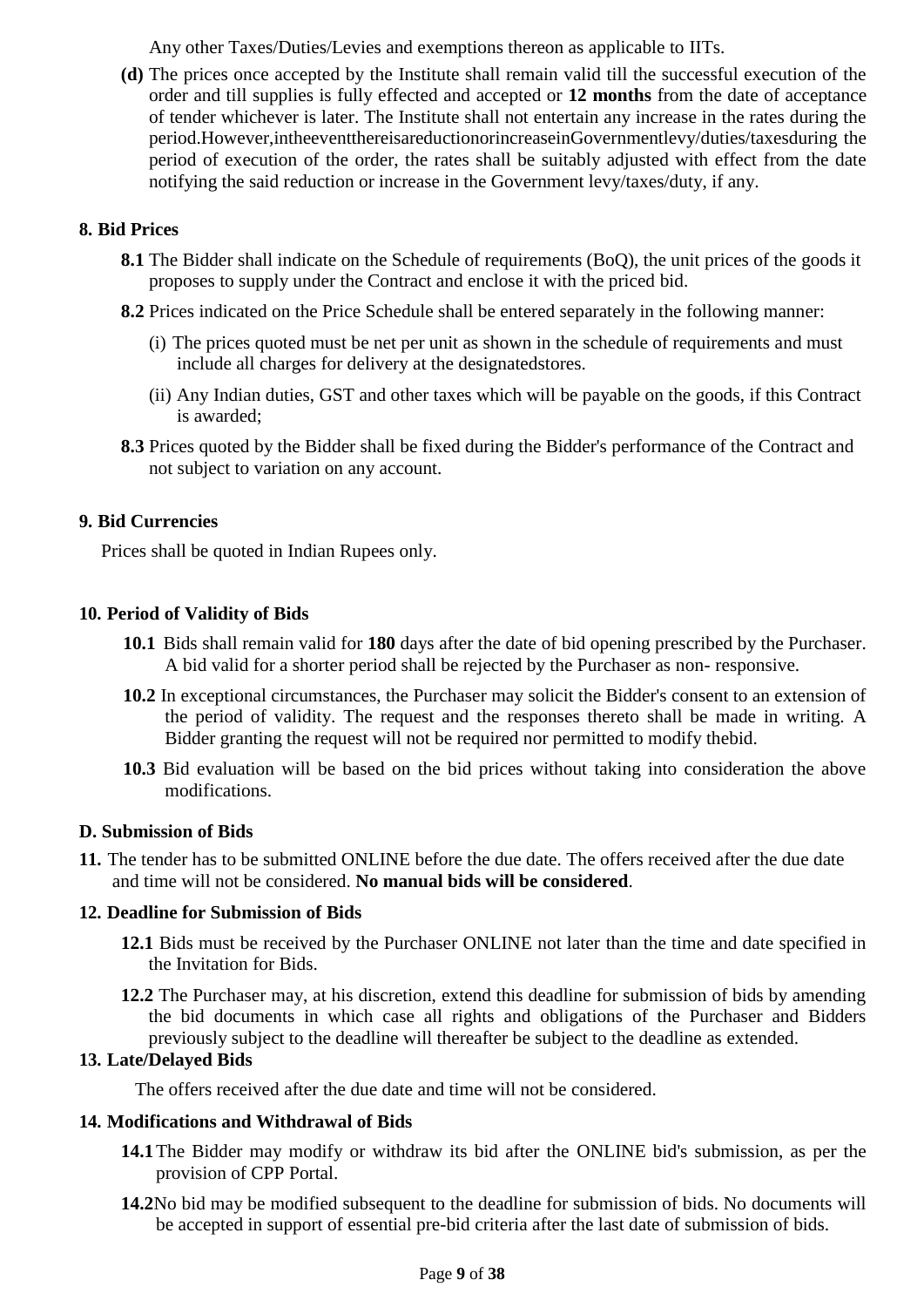Any other Taxes/Duties/Levies and exemptions thereon as applicable to IITs.

**(d)** The prices once accepted by the Institute shall remain valid till the successful execution of the order and till supplies is fully effected and accepted or **12 months** from the date of acceptance of tender whichever is later. The Institute shall not entertain any increase in the rates during the period.However,intheeventthereisareductionorincreaseinGovernmentlevy/duties/taxesduring the period of execution of the order, the rates shall be suitably adjusted with effect from the date notifying the said reduction or increase in the Government levy/taxes/duty, if any.

### 8. Bid Prices

**8.1** The Bidder shall indicate on the Schedule of requirements (BoQ), the unit prices of the goods it proposes to supply under the Contract and enclose it with the priced bid.

**8.2** Prices indicated on the Price Schedule shall be entered separately in the following manner:

(i) The prices quoted must be net per unit as shown in the schedule of requirements and must include all charges for delivery at the designatedstores.

(ii) Any Indian duties, GST and other taxes which will be payable on the goods, if this Contract is awarded;

**8.3** Prices quoted by the Bidder shall be fixed during the Bidder's performance of the Contract and not subject to variation on any account.

### 9. Bid Currencies

Prices shall be quoted in Indian Rupees only.

### 10. Period of Validity of Bids

**10.1** Bids shall remain valid for **180** days after the date of bid opening prescribed by the Purchaser. A bid valid for a shorter period shall be rejected by the Purchaser as non- responsive.

**10.2** In exceptional circumstances, the Purchaser may solicit the Bidder's consent to an extension of the period of validity. The request and the responses thereto shall be made in writing. A Bidder granting the request will not be required nor permitted to modify thebid.

**10.3** Bid evaluation will be based on the bid prices without taking into consideration the above modifications.

## D. Submission of Bids

**11.** The tender has to be submitted ONLINE before the due date. The offers received after the due date and time will not be considered. **No manual bids will be considered**.

### 12. Deadline for Submission of Bids

**12.1** Bids must be received by the Purchaser ONLINE not later than the time and date specified in the Invitation for Bids.

**12.2** The Purchaser may, at his discretion, extend this deadline for submission of bids by amending the bid documents in which case all rights and obligations of the Purchaser and Bidders previously subject to the deadline will thereafter be subject to the deadline as extended.

### 13. Late/Delayed Bids

The offers received after the due date and time will not be considered.

### 14. Modifications and Withdrawal of Bids

**14.1** The Bidder may modify or withdraw its bid after the ONLINE bid's submission, as per the provision of CPP Portal.

**14.2** No bid may be modified subsequent to the deadline for submission of bids. No documents will be accepted in support of essential pre-bid criteria after the last date of submission of bids.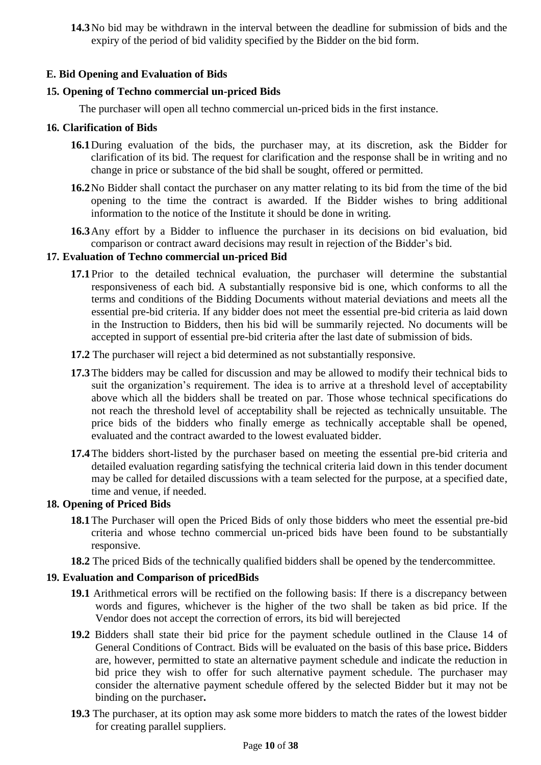**14.3** No bid may be withdrawn in the interval between the deadline for submission of bids and the expiry of the period of bid validity specified by the Bidder on the bid form.

## E. Bid Opening and Evaluation of Bids

### 15. Opening of Techno commercial un-priced Bids

The purchaser will open all techno commercial un-priced bids in the first instance.

### 16. Clarification of Bids

**16.1** During evaluation of the bids, the purchaser may, at its discretion, ask the Bidder for clarification of its bid. The request for clarification and the response shall be in writing and no change in price or substance of the bid shall be sought, offered or permitted.

**16.2** No Bidder shall contact the purchaser on any matter relating to its bid from the time of the bid opening to the time the contract is awarded. If the Bidder wishes to bring additional information to the notice of the Institute it should be done in writing.

**16.3** Any effort by a Bidder to influence the purchaser in its decisions on bid evaluation, bid comparison or contract award decisions may result in rejection of the Bidder's bid.

### 17. Evaluation of Techno commercial un-priced Bid

**17.1** Prior to the detailed technical evaluation, the purchaser will determine the substantial responsiveness of each bid. A substantially responsive bid is one, which conforms to all the terms and conditions of the Bidding Documents without material deviations and meets all the essential pre-bid criteria. If any bidder does not meet the essential pre-bid criteria as laid down in the Instruction to Bidders, then his bid will be summarily rejected. No documents will be accepted in support of essential pre-bid criteria after the last date of submission of bids.

**17.2** The purchaser will reject a bid determined as not substantially responsive.

**17.3** The bidders may be called for discussion and may be allowed to modify their technical bids to suit the organization's requirement. The idea is to arrive at a threshold level of acceptability above which all the bidders shall be treated on par. Those whose technical specifications do not reach the threshold level of acceptability shall be rejected as technically unsuitable. The price bids of the bidders who finally emerge as technically acceptable shall be opened, evaluated and the contract awarded to the lowest evaluated bidder.

**17.4** The bidders short-listed by the purchaser based on meeting the essential pre-bid criteria and detailed evaluation regarding satisfying the technical criteria laid down in this tender document may be called for detailed discussions with a team selected for the purpose, at a specified date, time and venue, if needed.

### 18. Opening of Priced Bids

**18.1** The Purchaser will open the Priced Bids of only those bidders who meet the essential pre-bid criteria and whose techno commercial un-priced bids have been found to be substantially responsive.

**18.2** The priced Bids of the technically qualified bidders shall be opened by the tendercommittee.

### 19. Evaluation and Comparison of pricedBids

**19.1** Arithmetical errors will be rectified on the following basis: If there is a discrepancy between words and figures, whichever is the higher of the two shall be taken as bid price. If the Vendor does not accept the correction of errors, its bid will berejected

**19.2** Bidders shall state their bid price for the payment schedule outlined in the Clause 14 of General Conditions of Contract. Bids will be evaluated on the basis of this base price**.** Bidders are, however, permitted to state an alternative payment schedule and indicate the reduction in bid price they wish to offer for such alternative payment schedule. The purchaser may consider the alternative payment schedule offered by the selected Bidder but it may not be binding on the purchaser**.**

**19.3** The purchaser, at its option may ask some more bidders to match the rates of the lowest bidder for creating parallel suppliers.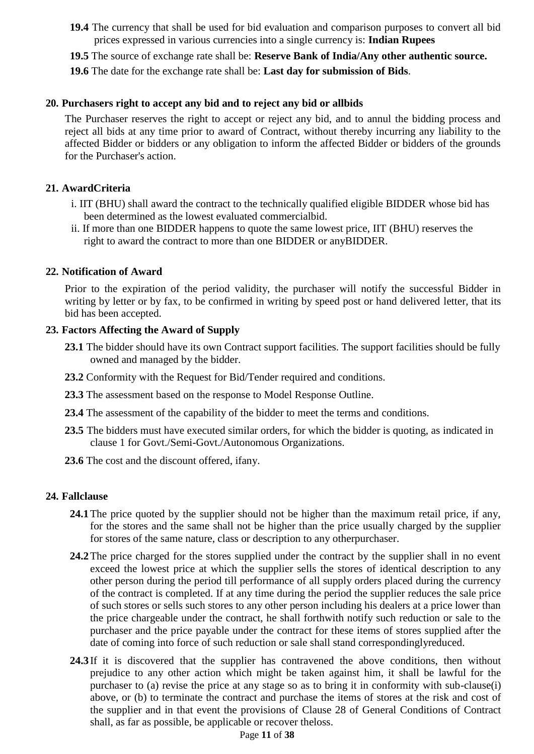**19.4** The currency that shall be used for bid evaluation and comparison purposes to convert all bid prices expressed in various currencies into a single currency is: **Indian Rupees**

**19.5** The source of exchange rate shall be: **Reserve Bank of India/Any other authentic source.**

**19.6** The date for the exchange rate shall be: **Last day for submission of Bids**.

## 20. Purchasers right to accept any bid and to reject any bid or allbids

The Purchaser reserves the right to accept or reject any bid, and to annul the bidding process and reject all bids at any time prior to award of Contract, without thereby incurring any liability to the affected Bidder or bidders or any obligation to inform the affected Bidder or bidders of the grounds for the Purchaser's action.

## 21. AwardCriteria

i. IIT (BHU) shall award the contract to the technically qualified eligible BIDDER whose bid has been determined as the lowest evaluated commercialbid.

ii. If more than one BIDDER happens to quote the same lowest price, IIT (BHU) reserves the right to award the contract to more than one BIDDER or anyBIDDER.

## 22. Notification of Award

Prior to the expiration of the period validity, the purchaser will notify the successful Bidder in writing by letter or by fax, to be confirmed in writing by speed post or hand delivered letter, that its bid has been accepted.

## 23. Factors Affecting the Award of Supply

**23.1** The bidder should have its own Contract support facilities. The support facilities should be fully owned and managed by the bidder.

**23.2** Conformity with the Request for Bid/Tender required and conditions.

**23.3** The assessment based on the response to Model Response Outline.

**23.4** The assessment of the capability of the bidder to meet the terms and conditions.

**23.5** The bidders must have executed similar orders, for which the bidder is quoting, as indicated in clause 1 for Govt./Semi-Govt./Autonomous Organizations.

**23.6** The cost and the discount offered, ifany.

## 24. Fallclause

**24.1** The price quoted by the supplier should not be higher than the maximum retail price, if any, for the stores and the same shall not be higher than the price usually charged by the supplier for stores of the same nature, class or description to any otherpurchaser.

**24.2** The price charged for the stores supplied under the contract by the supplier shall in no event exceed the lowest price at which the supplier sells the stores of identical description to any other person during the period till performance of all supply orders placed during the currency of the contract is completed. If at any time during the period the supplier reduces the sale price of such stores or sells such stores to any other person including his dealers at a price lower than the price chargeable under the contract, he shall forthwith notify such reduction or sale to the purchaser and the price payable under the contract for these items of stores supplied after the date of coming into force of such reduction or sale shall stand correspondinglyreduced.

**24.3** If it is discovered that the supplier has contravened the above conditions, then without prejudice to any other action which might be taken against him, it shall be lawful for the purchaser to (a) revise the price at any stage so as to bring it in conformity with sub-clause(i) above, or (b) to terminate the contract and purchase the items of stores at the risk and cost of the supplier and in that event the provisions of Clause 28 of General Conditions of Contract shall, as far as possible, be applicable or recover theloss.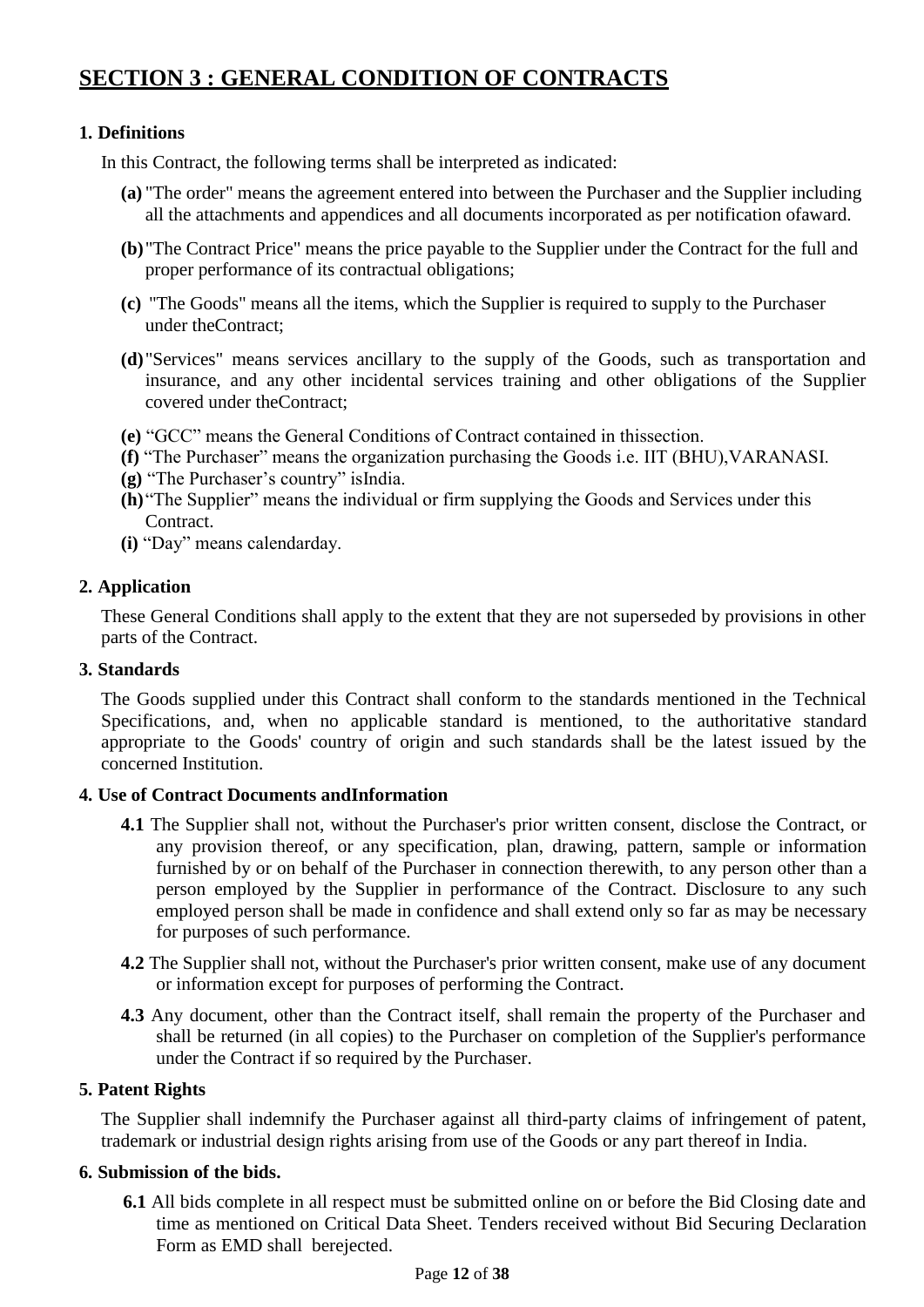# SECTION 3 : GENERAL CONDITION OF CONTRACTS

### 1. Definitions

In this Contract, the following terms shall be interpreted as indicated:

**(a)** "The order" means the agreement entered into between the Purchaser and the Supplier including all the attachments and appendices and all documents incorporated as per notification ofaward.

**(b)** "The Contract Price" means the price payable to the Supplier under the Contract for the full and proper performance of its contractual obligations;

**(c)** "The Goods" means all the items, which the Supplier is required to supply to the Purchaser under theContract;

**(d)** "Services" means services ancillary to the supply of the Goods, such as transportation and insurance, and any other incidental services training and other obligations of the Supplier covered under theContract;

**(e)** "GCC" means the General Conditions of Contract contained in thissection.
**(f)** "The Purchaser" means the organization purchasing the Goods i.e. IIT (BHU),VARANASI.
**(g)** "The Purchaser's country" isIndia.
**(h)** "The Supplier" means the individual or firm supplying the Goods and Services under this Contract.
**(i)** "Day" means calendarday.

### 2. Application

These General Conditions shall apply to the extent that they are not superseded by provisions in other parts of the Contract.

### 3. Standards

The Goods supplied under this Contract shall conform to the standards mentioned in the Technical Specifications, and, when no applicable standard is mentioned, to the authoritative standard appropriate to the Goods' country of origin and such standards shall be the latest issued by the concerned Institution.

### 4. Use of Contract Documents andInformation

**4.1** The Supplier shall not, without the Purchaser's prior written consent, disclose the Contract, or any provision thereof, or any specification, plan, drawing, pattern, sample or information furnished by or on behalf of the Purchaser in connection therewith, to any person other than a person employed by the Supplier in performance of the Contract. Disclosure to any such employed person shall be made in confidence and shall extend only so far as may be necessary for purposes of such performance.

**4.2** The Supplier shall not, without the Purchaser's prior written consent, make use of any document or information except for purposes of performing the Contract.

**4.3** Any document, other than the Contract itself, shall remain the property of the Purchaser and shall be returned (in all copies) to the Purchaser on completion of the Supplier's performance under the Contract if so required by the Purchaser.

### 5. Patent Rights

The Supplier shall indemnify the Purchaser against all third-party claims of infringement of patent, trademark or industrial design rights arising from use of the Goods or any part thereof in India.

### 6. Submission of the bids.

**6.1** All bids complete in all respect must be submitted online on or before the Bid Closing date and time as mentioned on Critical Data Sheet. Tenders received without Bid Securing Declaration Form as EMD shall berejected.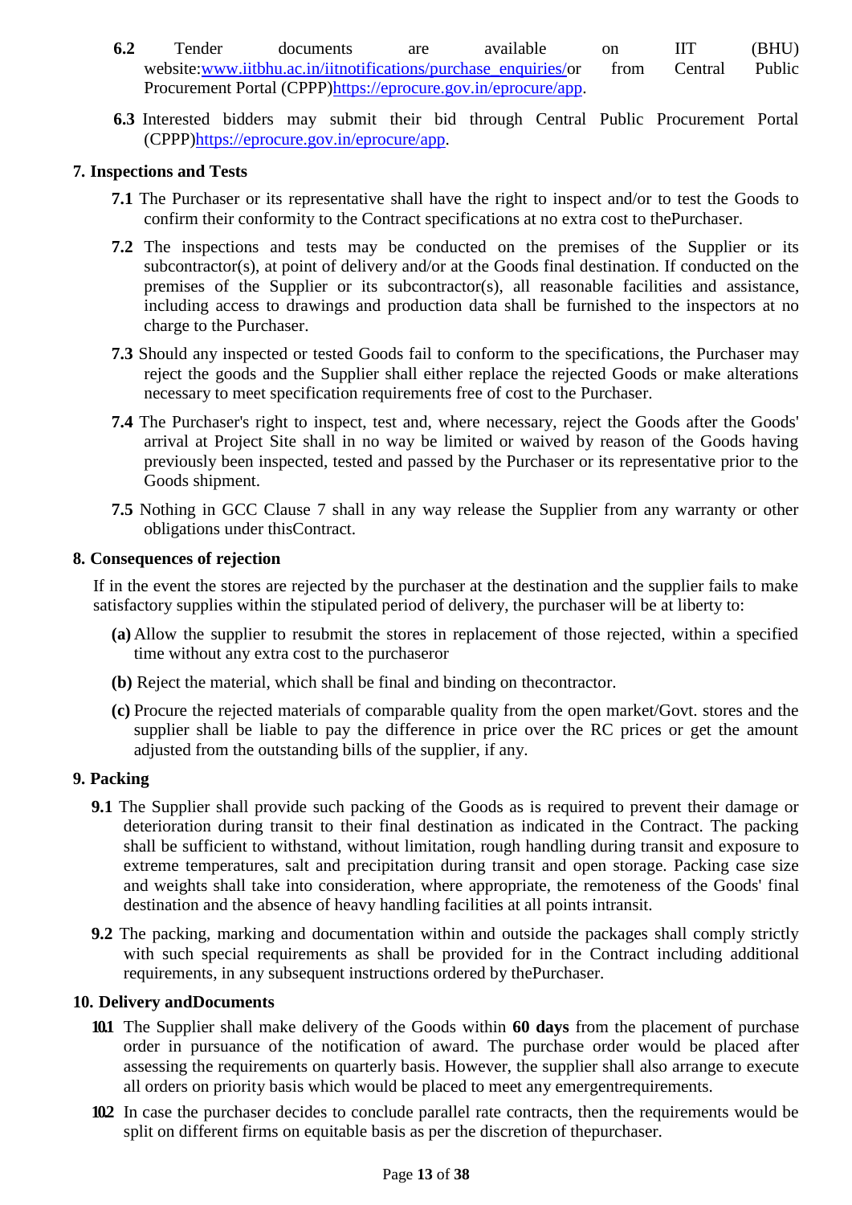**6.2** Tender documents are available on IIT (BHU) website:[www.iitbhu.ac.in/iitnotifications/purchase_enquiries/](www.iitbhu.ac.in/iitnotifications/purchase_enquiries/)or from Central Public Procurement Portal (CPPP)[https://eprocure.gov.in/eprocure/app](https://eprocure.gov.in/eprocure/app).

**6.3** Interested bidders may submit their bid through Central Public Procurement Portal (CPPP)[https://eprocure.gov.in/eprocure/app](https://eprocure.gov.in/eprocure/app).

## 7. Inspections and Tests

**7.1** The Purchaser or its representative shall have the right to inspect and/or to test the Goods to confirm their conformity to the Contract specifications at no extra cost to thePurchaser.

**7.2** The inspections and tests may be conducted on the premises of the Supplier or its subcontractor(s), at point of delivery and/or at the Goods final destination. If conducted on the premises of the Supplier or its subcontractor(s), all reasonable facilities and assistance, including access to drawings and production data shall be furnished to the inspectors at no charge to the Purchaser.

**7.3** Should any inspected or tested Goods fail to conform to the specifications, the Purchaser may reject the goods and the Supplier shall either replace the rejected Goods or make alterations necessary to meet specification requirements free of cost to the Purchaser.

**7.4** The Purchaser's right to inspect, test and, where necessary, reject the Goods after the Goods' arrival at Project Site shall in no way be limited or waived by reason of the Goods having previously been inspected, tested and passed by the Purchaser or its representative prior to the Goods shipment.

**7.5** Nothing in GCC Clause 7 shall in any way release the Supplier from any warranty or other obligations under thisContract.

## 8. Consequences of rejection

If in the event the stores are rejected by the purchaser at the destination and the supplier fails to make satisfactory supplies within the stipulated period of delivery, the purchaser will be at liberty to:

**(a)** Allow the supplier to resubmit the stores in replacement of those rejected, within a specified time without any extra cost to the purchaseror

**(b)** Reject the material, which shall be final and binding on thecontractor.

**(c)** Procure the rejected materials of comparable quality from the open market/Govt. stores and the supplier shall be liable to pay the difference in price over the RC prices or get the amount adjusted from the outstanding bills of the supplier, if any.

## 9. Packing

**9.1** The Supplier shall provide such packing of the Goods as is required to prevent their damage or deterioration during transit to their final destination as indicated in the Contract. The packing shall be sufficient to withstand, without limitation, rough handling during transit and exposure to extreme temperatures, salt and precipitation during transit and open storage. Packing case size and weights shall take into consideration, where appropriate, the remoteness of the Goods' final destination and the absence of heavy handling facilities at all points intransit.

**9.2** The packing, marking and documentation within and outside the packages shall comply strictly with such special requirements as shall be provided for in the Contract including additional requirements, in any subsequent instructions ordered by thePurchaser.

## 10. Delivery andDocuments

**10.1** The Supplier shall make delivery of the Goods within **60 days** from the placement of purchase order in pursuance of the notification of award. The purchase order would be placed after assessing the requirements on quarterly basis. However, the supplier shall also arrange to execute all orders on priority basis which would be placed to meet any emergentrequirements.

**10.2** In case the purchaser decides to conclude parallel rate contracts, then the requirements would be split on different firms on equitable basis as per the discretion of thepurchaser.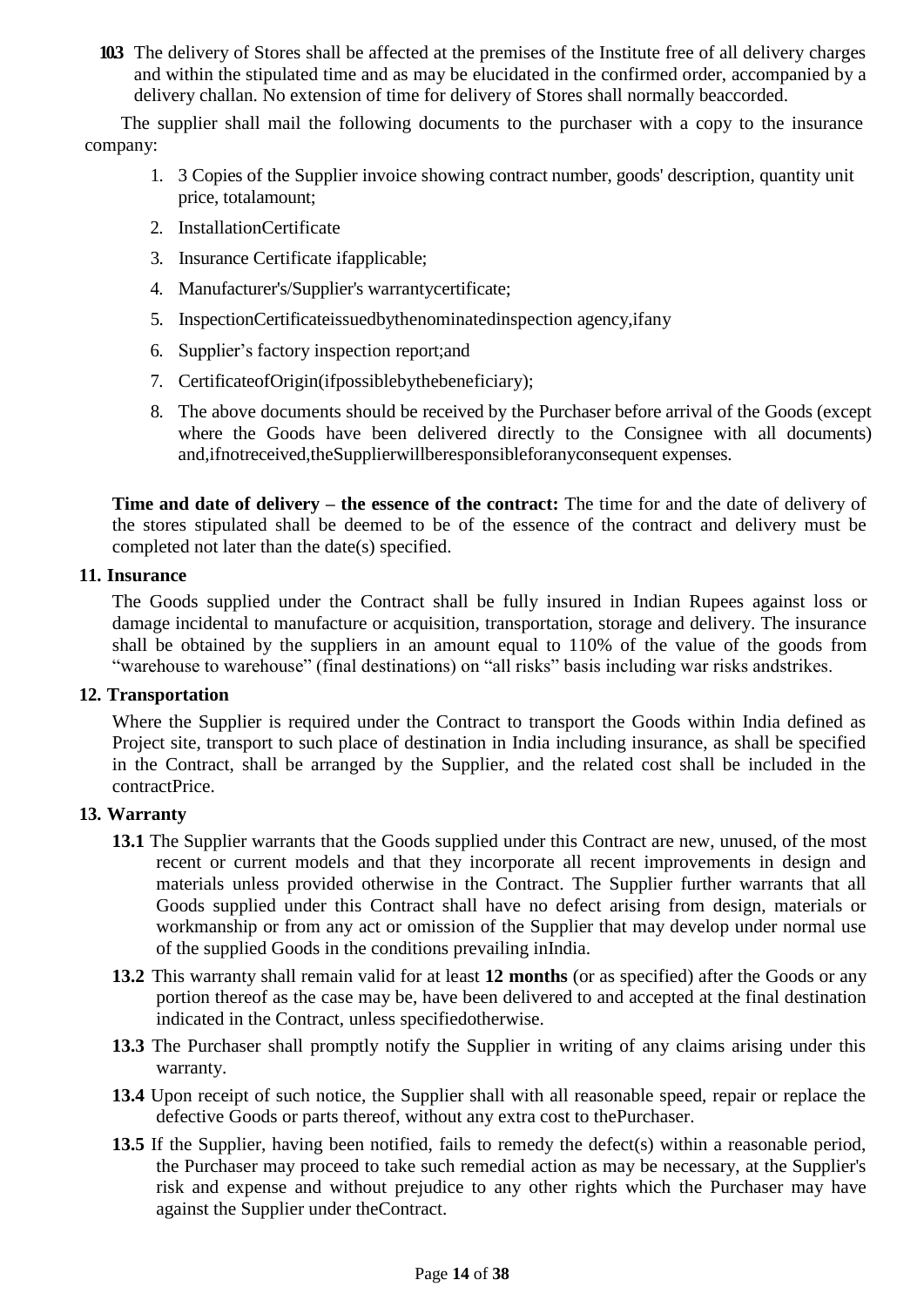**10.3** The delivery of Stores shall be affected at the premises of the Institute free of all delivery charges and within the stipulated time and as may be elucidated in the confirmed order, accompanied by a delivery challan. No extension of time for delivery of Stores shall normally beaccorded.

The supplier shall mail the following documents to the purchaser with a copy to the insurance company:

1. 3 Copies of the Supplier invoice showing contract number, goods' description, quantity unit price, totalamount;
2. InstallationCertificate
3. Insurance Certificate ifapplicable;
4. Manufacturer's/Supplier's warrantycertificate;
5. InspectionCertificateissuedbythenominatedinspection agency,ifany
6. Supplier's factory inspection report;and
7. CertificateofOrigin(ifpossiblebythebeneficiary);
8. The above documents should be received by the Purchaser before arrival of the Goods (except where the Goods have been delivered directly to the Consignee with all documents) and,ifnotreceived,theSupplierwillberesponsibleforanyconsequent expenses.

**Time and date of delivery – the essence of the contract:** The time for and the date of delivery of the stores stipulated shall be deemed to be of the essence of the contract and delivery must be completed not later than the date(s) specified.

**11. Insurance**

The Goods supplied under the Contract shall be fully insured in Indian Rupees against loss or damage incidental to manufacture or acquisition, transportation, storage and delivery. The insurance shall be obtained by the suppliers in an amount equal to 110% of the value of the goods from "warehouse to warehouse" (final destinations) on "all risks" basis including war risks andstrikes.

**12. Transportation**

Where the Supplier is required under the Contract to transport the Goods within India defined as Project site, transport to such place of destination in India including insurance, as shall be specified in the Contract, shall be arranged by the Supplier, and the related cost shall be included in the contractPrice.

**13. Warranty**

**13.1** The Supplier warrants that the Goods supplied under this Contract are new, unused, of the most recent or current models and that they incorporate all recent improvements in design and materials unless provided otherwise in the Contract. The Supplier further warrants that all Goods supplied under this Contract shall have no defect arising from design, materials or workmanship or from any act or omission of the Supplier that may develop under normal use of the supplied Goods in the conditions prevailing inIndia.

**13.2** This warranty shall remain valid for at least **12 months** (or as specified) after the Goods or any portion thereof as the case may be, have been delivered to and accepted at the final destination indicated in the Contract, unless specifiedotherwise.

**13.3** The Purchaser shall promptly notify the Supplier in writing of any claims arising under this warranty.

**13.4** Upon receipt of such notice, the Supplier shall with all reasonable speed, repair or replace the defective Goods or parts thereof, without any extra cost to thePurchaser.

**13.5** If the Supplier, having been notified, fails to remedy the defect(s) within a reasonable period, the Purchaser may proceed to take such remedial action as may be necessary, at the Supplier's risk and expense and without prejudice to any other rights which the Purchaser may have against the Supplier under theContract.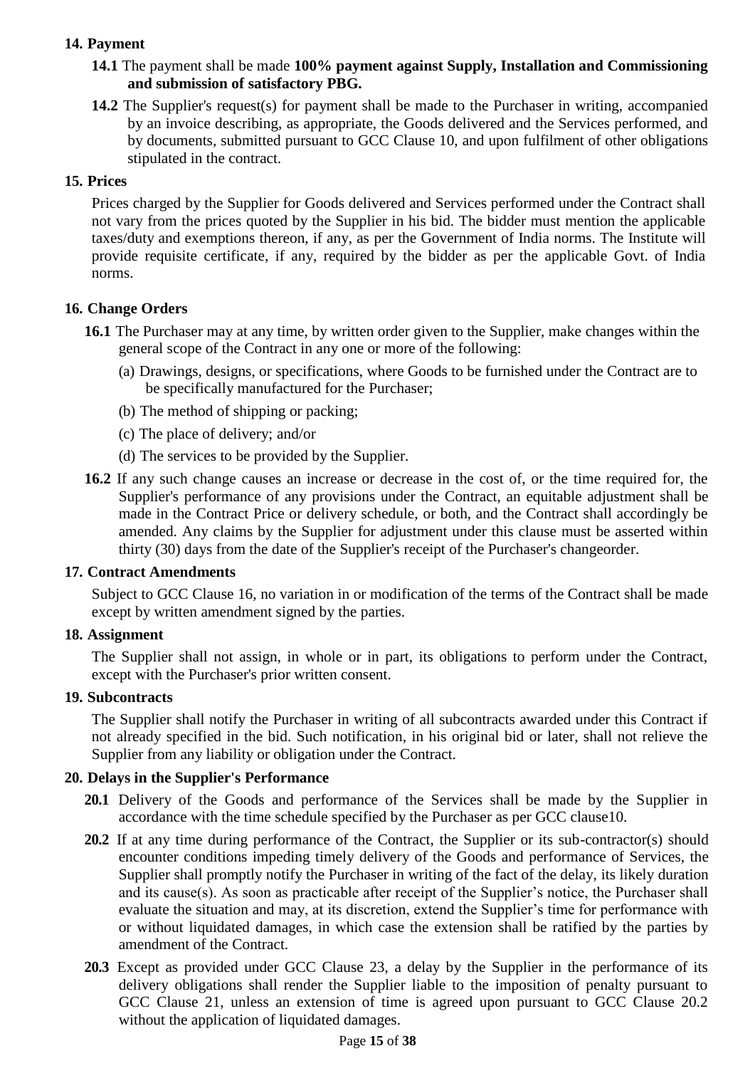## 14. Payment

**14.1** The payment shall be made **100% payment against Supply, Installation and Commissioning and submission of satisfactory PBG.**

**14.2** The Supplier's request(s) for payment shall be made to the Purchaser in writing, accompanied by an invoice describing, as appropriate, the Goods delivered and the Services performed, and by documents, submitted pursuant to GCC Clause 10, and upon fulfilment of other obligations stipulated in the contract.

## 15. Prices

Prices charged by the Supplier for Goods delivered and Services performed under the Contract shall not vary from the prices quoted by the Supplier in his bid. The bidder must mention the applicable taxes/duty and exemptions thereon, if any, as per the Government of India norms. The Institute will provide requisite certificate, if any, required by the bidder as per the applicable Govt. of India norms.

## 16. Change Orders

**16.1** The Purchaser may at any time, by written order given to the Supplier, make changes within the general scope of the Contract in any one or more of the following:

(a) Drawings, designs, or specifications, where Goods to be furnished under the Contract are to be specifically manufactured for the Purchaser;

(b) The method of shipping or packing;

(c) The place of delivery; and/or

(d) The services to be provided by the Supplier.

**16.2** If any such change causes an increase or decrease in the cost of, or the time required for, the Supplier's performance of any provisions under the Contract, an equitable adjustment shall be made in the Contract Price or delivery schedule, or both, and the Contract shall accordingly be amended. Any claims by the Supplier for adjustment under this clause must be asserted within thirty (30) days from the date of the Supplier's receipt of the Purchaser's changeorder.

## 17. Contract Amendments

Subject to GCC Clause 16, no variation in or modification of the terms of the Contract shall be made except by written amendment signed by the parties.

## 18. Assignment

The Supplier shall not assign, in whole or in part, its obligations to perform under the Contract, except with the Purchaser's prior written consent.

## 19. Subcontracts

The Supplier shall notify the Purchaser in writing of all subcontracts awarded under this Contract if not already specified in the bid. Such notification, in his original bid or later, shall not relieve the Supplier from any liability or obligation under the Contract.

## 20. Delays in the Supplier's Performance

**20.1** Delivery of the Goods and performance of the Services shall be made by the Supplier in accordance with the time schedule specified by the Purchaser as per GCC clause10.

**20.2** If at any time during performance of the Contract, the Supplier or its sub-contractor(s) should encounter conditions impeding timely delivery of the Goods and performance of Services, the Supplier shall promptly notify the Purchaser in writing of the fact of the delay, its likely duration and its cause(s). As soon as practicable after receipt of the Supplier's notice, the Purchaser shall evaluate the situation and may, at its discretion, extend the Supplier's time for performance with or without liquidated damages, in which case the extension shall be ratified by the parties by amendment of the Contract.

**20.3** Except as provided under GCC Clause 23, a delay by the Supplier in the performance of its delivery obligations shall render the Supplier liable to the imposition of penalty pursuant to GCC Clause 21, unless an extension of time is agreed upon pursuant to GCC Clause 20.2 without the application of liquidated damages.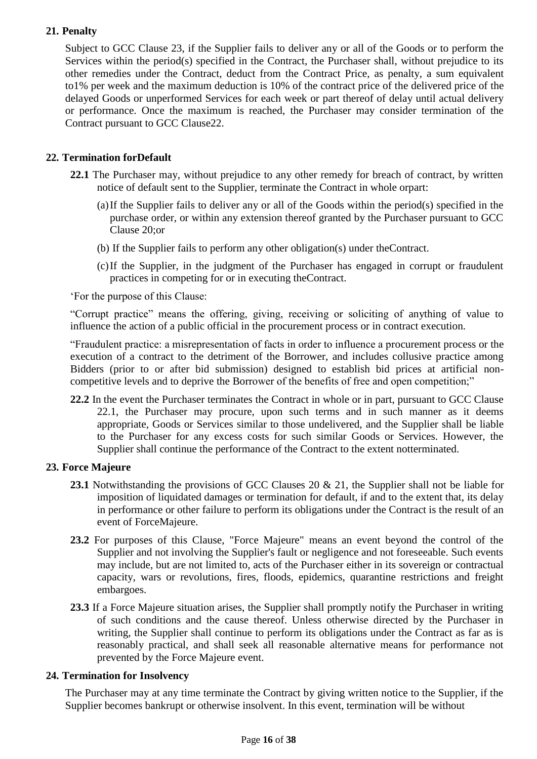## 21. Penalty

Subject to GCC Clause 23, if the Supplier fails to deliver any or all of the Goods or to perform the Services within the period(s) specified in the Contract, the Purchaser shall, without prejudice to its other remedies under the Contract, deduct from the Contract Price, as penalty, a sum equivalent to1% per week and the maximum deduction is 10% of the contract price of the delivered price of the delayed Goods or unperformed Services for each week or part thereof of delay until actual delivery or performance. Once the maximum is reached, the Purchaser may consider termination of the Contract pursuant to GCC Clause22.

## 22. Termination forDefault

**22.1** The Purchaser may, without prejudice to any other remedy for breach of contract, by written notice of default sent to the Supplier, terminate the Contract in whole orpart:

(a) If the Supplier fails to deliver any or all of the Goods within the period(s) specified in the purchase order, or within any extension thereof granted by the Purchaser pursuant to GCC Clause 20;or

(b) If the Supplier fails to perform any other obligation(s) under theContract.

(c) If the Supplier, in the judgment of the Purchaser has engaged in corrupt or fraudulent practices in competing for or in executing theContract.

'For the purpose of this Clause:

"Corrupt practice" means the offering, giving, receiving or soliciting of anything of value to influence the action of a public official in the procurement process or in contract execution.

"Fraudulent practice: a misrepresentation of facts in order to influence a procurement process or the execution of a contract to the detriment of the Borrower, and includes collusive practice among Bidders (prior to or after bid submission) designed to establish bid prices at artificial non-competitive levels and to deprive the Borrower of the benefits of free and open competition;"

**22.2** In the event the Purchaser terminates the Contract in whole or in part, pursuant to GCC Clause 22.1, the Purchaser may procure, upon such terms and in such manner as it deems appropriate, Goods or Services similar to those undelivered, and the Supplier shall be liable to the Purchaser for any excess costs for such similar Goods or Services. However, the Supplier shall continue the performance of the Contract to the extent notterminated.

## 23. Force Majeure

**23.1** Notwithstanding the provisions of GCC Clauses 20 & 21, the Supplier shall not be liable for imposition of liquidated damages or termination for default, if and to the extent that, its delay in performance or other failure to perform its obligations under the Contract is the result of an event of ForceMajeure.

**23.2** For purposes of this Clause, "Force Majeure" means an event beyond the control of the Supplier and not involving the Supplier's fault or negligence and not foreseeable. Such events may include, but are not limited to, acts of the Purchaser either in its sovereign or contractual capacity, wars or revolutions, fires, floods, epidemics, quarantine restrictions and freight embargoes.

**23.3** If a Force Majeure situation arises, the Supplier shall promptly notify the Purchaser in writing of such conditions and the cause thereof. Unless otherwise directed by the Purchaser in writing, the Supplier shall continue to perform its obligations under the Contract as far as is reasonably practical, and shall seek all reasonable alternative means for performance not prevented by the Force Majeure event.

## 24. Termination for Insolvency

The Purchaser may at any time terminate the Contract by giving written notice to the Supplier, if the Supplier becomes bankrupt or otherwise insolvent. In this event, termination will be without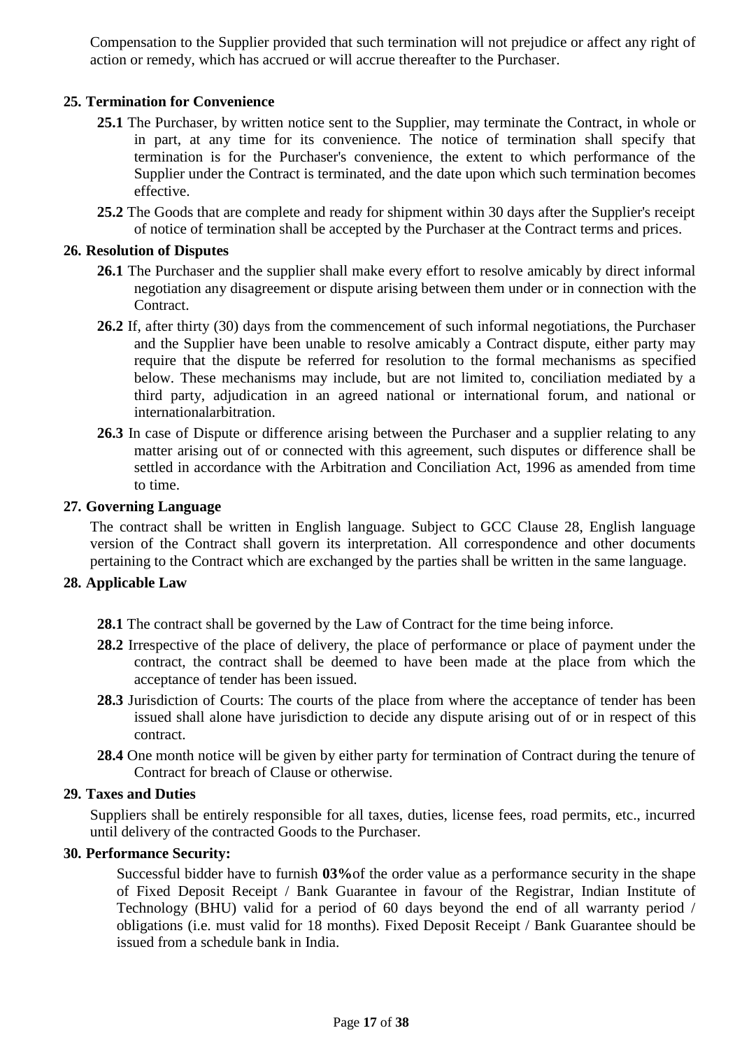Compensation to the Supplier provided that such termination will not prejudice or affect any right of action or remedy, which has accrued or will accrue thereafter to the Purchaser.

## 25. Termination for Convenience

**25.1** The Purchaser, by written notice sent to the Supplier, may terminate the Contract, in whole or in part, at any time for its convenience. The notice of termination shall specify that termination is for the Purchaser's convenience, the extent to which performance of the Supplier under the Contract is terminated, and the date upon which such termination becomes effective.

**25.2** The Goods that are complete and ready for shipment within 30 days after the Supplier's receipt of notice of termination shall be accepted by the Purchaser at the Contract terms and prices.

## 26. Resolution of Disputes

**26.1** The Purchaser and the supplier shall make every effort to resolve amicably by direct informal negotiation any disagreement or dispute arising between them under or in connection with the Contract.

**26.2** If, after thirty (30) days from the commencement of such informal negotiations, the Purchaser and the Supplier have been unable to resolve amicably a Contract dispute, either party may require that the dispute be referred for resolution to the formal mechanisms as specified below. These mechanisms may include, but are not limited to, conciliation mediated by a third party, adjudication in an agreed national or international forum, and national or internationalarbitration.

**26.3** In case of Dispute or difference arising between the Purchaser and a supplier relating to any matter arising out of or connected with this agreement, such disputes or difference shall be settled in accordance with the Arbitration and Conciliation Act, 1996 as amended from time to time.

## 27. Governing Language

The contract shall be written in English language. Subject to GCC Clause 28, English language version of the Contract shall govern its interpretation. All correspondence and other documents pertaining to the Contract which are exchanged by the parties shall be written in the same language.

## 28. Applicable Law

**28.1** The contract shall be governed by the Law of Contract for the time being inforce.

**28.2** Irrespective of the place of delivery, the place of performance or place of payment under the contract, the contract shall be deemed to have been made at the place from which the acceptance of tender has been issued.

**28.3** Jurisdiction of Courts: The courts of the place from where the acceptance of tender has been issued shall alone have jurisdiction to decide any dispute arising out of or in respect of this contract.

**28.4** One month notice will be given by either party for termination of Contract during the tenure of Contract for breach of Clause or otherwise.

## 29. Taxes and Duties

Suppliers shall be entirely responsible for all taxes, duties, license fees, road permits, etc., incurred until delivery of the contracted Goods to the Purchaser.

## 30. Performance Security:

Successful bidder have to furnish **03%**of the order value as a performance security in the shape of Fixed Deposit Receipt / Bank Guarantee in favour of the Registrar, Indian Institute of Technology (BHU) valid for a period of 60 days beyond the end of all warranty period / obligations (i.e. must valid for 18 months). Fixed Deposit Receipt / Bank Guarantee should be issued from a schedule bank in India.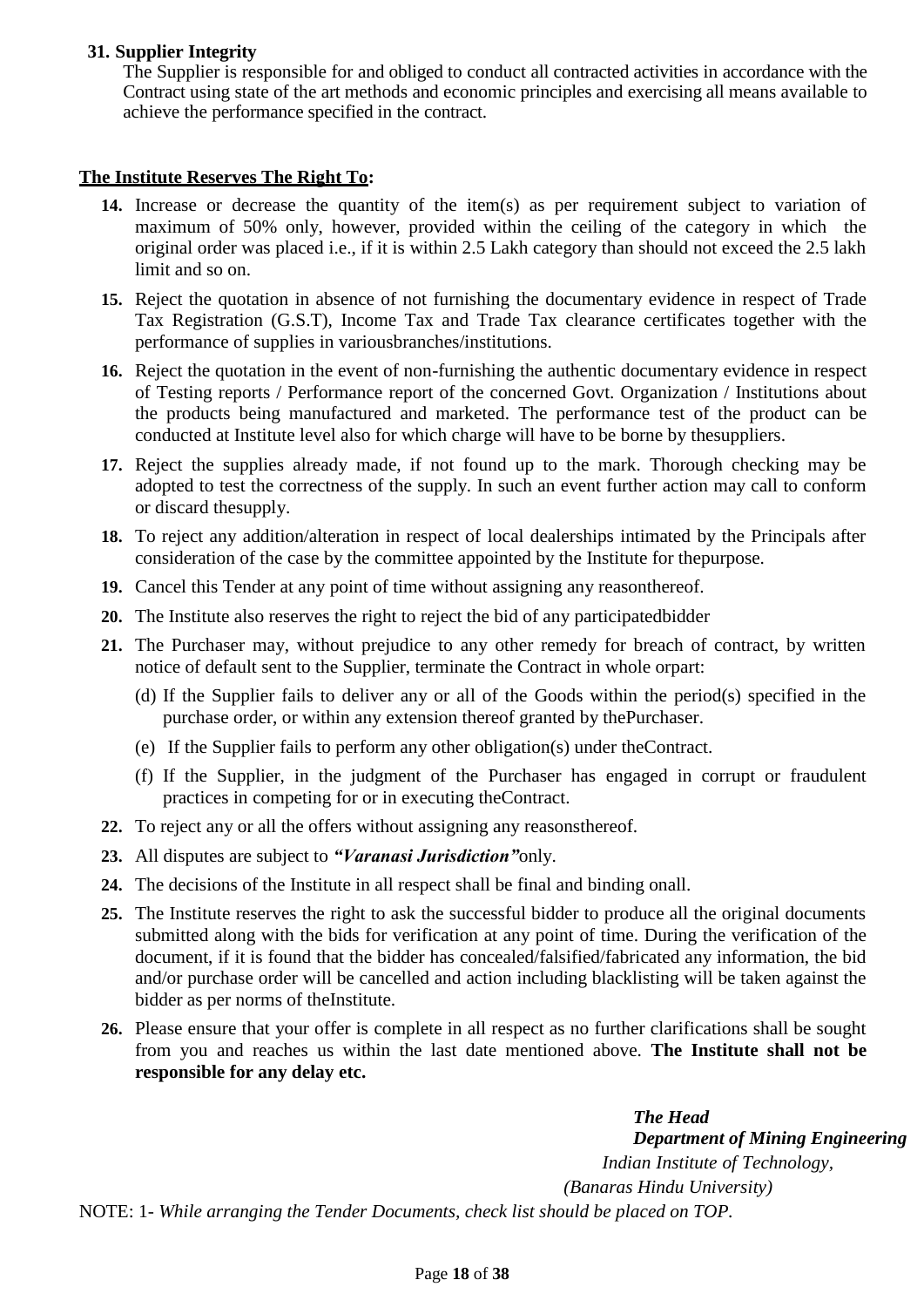**31. Supplier Integrity**

The Supplier is responsible for and obliged to conduct all contracted activities in accordance with the Contract using state of the art methods and economic principles and exercising all means available to achieve the performance specified in the contract.

**<u>The Institute Reserves The Right To</u>:**

14. Increase or decrease the quantity of the item(s) as per requirement subject to variation of maximum of 50% only, however, provided within the ceiling of the category in which the original order was placed i.e., if it is within 2.5 Lakh category than should not exceed the 2.5 lakh limit and so on.
15. Reject the quotation in absence of not furnishing the documentary evidence in respect of Trade Tax Registration (G.S.T), Income Tax and Trade Tax clearance certificates together with the performance of supplies in variousbranches/institutions.
16. Reject the quotation in the event of non-furnishing the authentic documentary evidence in respect of Testing reports / Performance report of the concerned Govt. Organization / Institutions about the products being manufactured and marketed. The performance test of the product can be conducted at Institute level also for which charge will have to be borne by thesuppliers.
17. Reject the supplies already made, if not found up to the mark. Thorough checking may be adopted to test the correctness of the supply. In such an event further action may call to conform or discard thesupply.
18. To reject any addition/alteration in respect of local dealerships intimated by the Principals after consideration of the case by the committee appointed by the Institute for thepurpose.
19. Cancel this Tender at any point of time without assigning any reasonthereof.
20. The Institute also reserves the right to reject the bid of any participatedbidder
21. The Purchaser may, without prejudice to any other remedy for breach of contract, by written notice of default sent to the Supplier, terminate the Contract in whole orpart:
    (d) If the Supplier fails to deliver any or all of the Goods within the period(s) specified in the purchase order, or within any extension thereof granted by thePurchaser.
    (e) If the Supplier fails to perform any other obligation(s) under theContract.
    (f) If the Supplier, in the judgment of the Purchaser has engaged in corrupt or fraudulent practices in competing for or in executing theContract.
22. To reject any or all the offers without assigning any reasonsthereof.
23. All disputes are subject to ***"Varanasi Jurisdiction"***only.
24. The decisions of the Institute in all respect shall be final and binding onall.
25. The Institute reserves the right to ask the successful bidder to produce all the original documents submitted along with the bids for verification at any point of time. During the verification of the document, if it is found that the bidder has concealed/falsified/fabricated any information, the bid and/or purchase order will be cancelled and action including blacklisting will be taken against the bidder as per norms of theInstitute.
26. Please ensure that your offer is complete in all respect as no further clarifications shall be sought from you and reaches us within the last date mentioned above. **The Institute shall not be responsible for any delay etc.**

***The Head***
***Department of Mining Engineering***
*Indian Institute of Technology,*
*(Banaras Hindu University)*

NOTE: 1- *While arranging the Tender Documents, check list should be placed on TOP.*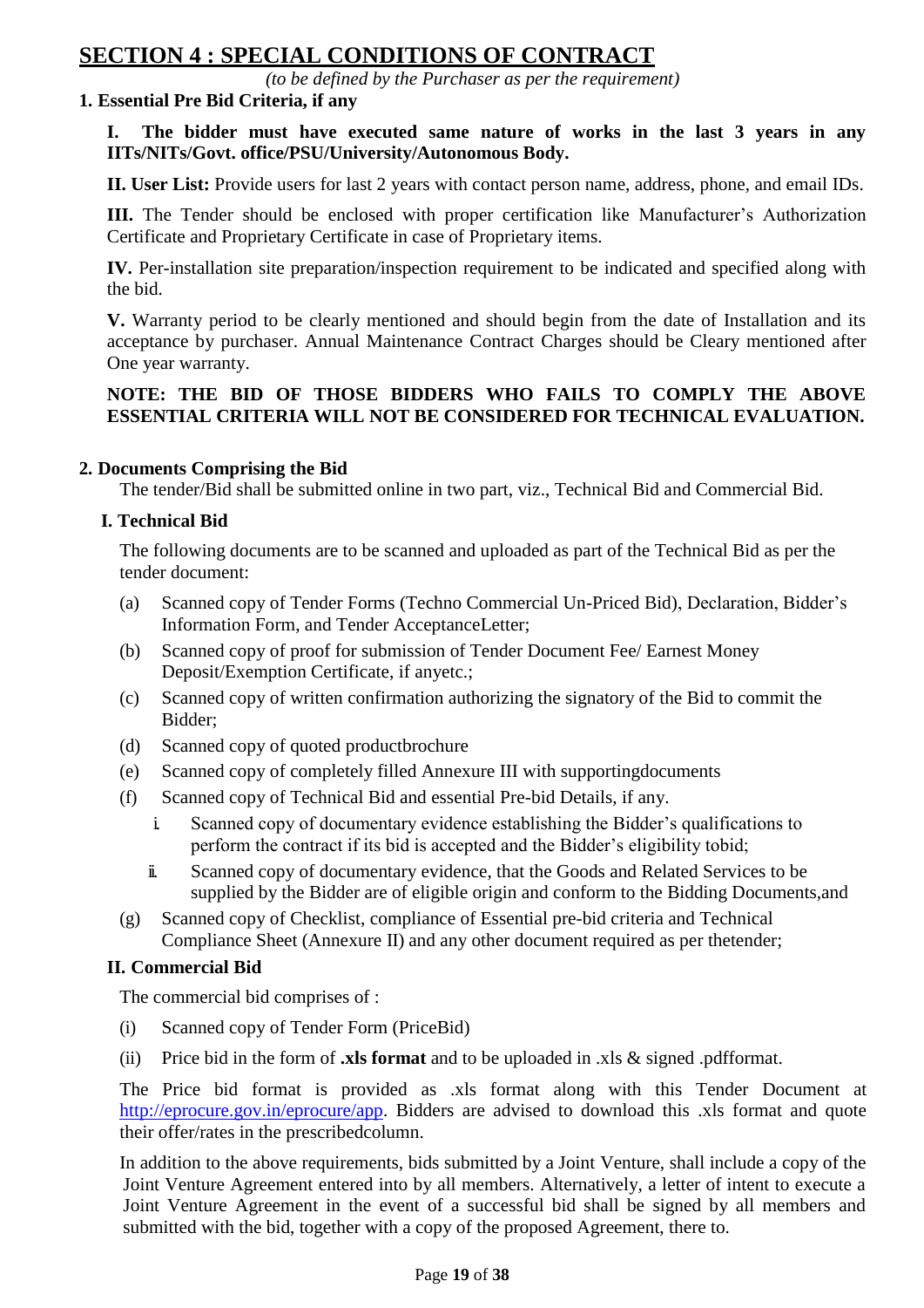# SECTION 4 : SPECIAL CONDITIONS OF CONTRACT

*(to be defined by the Purchaser as per the requirement)*

**1. Essential Pre Bid Criteria, if any**

**I. The bidder must have executed same nature of works in the last 3 years in any IITs/NITs/Govt. office/PSU/University/Autonomous Body.**

**II. User List:** Provide users for last 2 years with contact person name, address, phone, and email IDs.

**III.** The Tender should be enclosed with proper certification like Manufacturer's Authorization Certificate and Proprietary Certificate in case of Proprietary items.

**IV.** Per-installation site preparation/inspection requirement to be indicated and specified along with the bid.

**V.** Warranty period to be clearly mentioned and should begin from the date of Installation and its acceptance by purchaser. Annual Maintenance Contract Charges should be Cleary mentioned after One year warranty.

**NOTE: THE BID OF THOSE BIDDERS WHO FAILS TO COMPLY THE ABOVE ESSENTIAL CRITERIA WILL NOT BE CONSIDERED FOR TECHNICAL EVALUATION.**

**2. Documents Comprising the Bid**

The tender/Bid shall be submitted online in two part, viz., Technical Bid and Commercial Bid.

**I. Technical Bid**

The following documents are to be scanned and uploaded as part of the Technical Bid as per the tender document:

(a) Scanned copy of Tender Forms (Techno Commercial Un-Priced Bid), Declaration, Bidder's Information Form, and Tender AcceptanceLetter;

(b) Scanned copy of proof for submission of Tender Document Fee/ Earnest Money Deposit/Exemption Certificate, if anyetc.;

(c) Scanned copy of written confirmation authorizing the signatory of the Bid to commit the Bidder;

(d) Scanned copy of quoted productbrochure

(e) Scanned copy of completely filled Annexure III with supportingdocuments

(f) Scanned copy of Technical Bid and essential Pre-bid Details, if any.

   i. Scanned copy of documentary evidence establishing the Bidder's qualifications to perform the contract if its bid is accepted and the Bidder's eligibility tobid;

   ii. Scanned copy of documentary evidence, that the Goods and Related Services to be supplied by the Bidder are of eligible origin and conform to the Bidding Documents,and

(g) Scanned copy of Checklist, compliance of Essential pre-bid criteria and Technical Compliance Sheet (Annexure II) and any other document required as per thetender;

**II. Commercial Bid**

The commercial bid comprises of :

(i) Scanned copy of Tender Form (PriceBid)

(ii) Price bid in the form of **.xls format** and to be uploaded in .xls & signed .pdfformat.

The Price bid format is provided as .xls format along with this Tender Document at http://eprocure.gov.in/eprocure/app. Bidders are advised to download this .xls format and quote their offer/rates in the prescribedcolumn.

In addition to the above requirements, bids submitted by a Joint Venture, shall include a copy of the Joint Venture Agreement entered into by all members. Alternatively, a letter of intent to execute a Joint Venture Agreement in the event of a successful bid shall be signed by all members and submitted with the bid, together with a copy of the proposed Agreement, there to.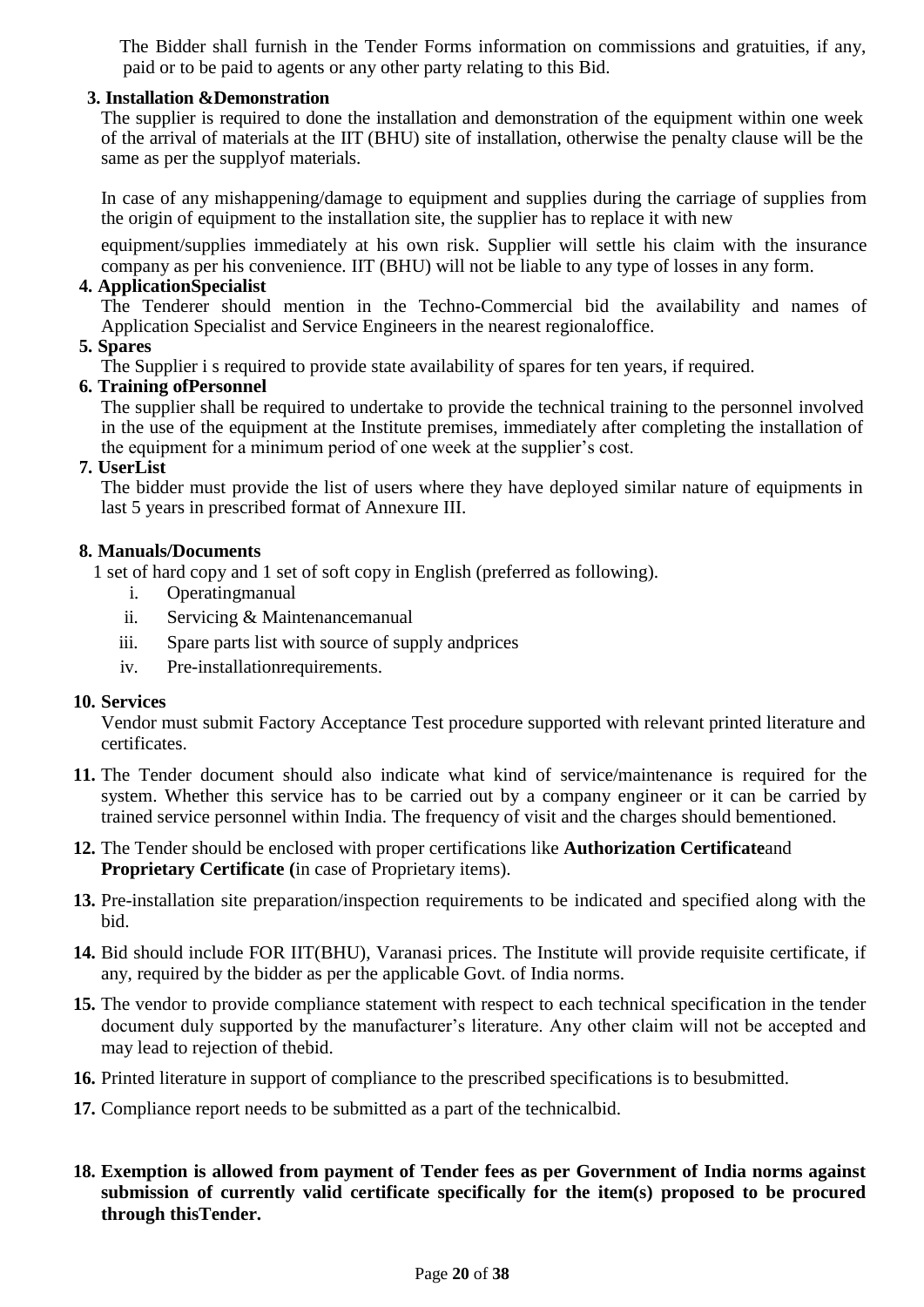The Bidder shall furnish in the Tender Forms information on commissions and gratuities, if any, paid or to be paid to agents or any other party relating to this Bid.

**3. Installation &Demonstration**

The supplier is required to done the installation and demonstration of the equipment within one week of the arrival of materials at the IIT (BHU) site of installation, otherwise the penalty clause will be the same as per the supplyof materials.

In case of any mishappening/damage to equipment and supplies during the carriage of supplies from the origin of equipment to the installation site, the supplier has to replace it with new

equipment/supplies immediately at his own risk. Supplier will settle his claim with the insurance company as per his convenience. IIT (BHU) will not be liable to any type of losses in any form.

**4. ApplicationSpecialist**

The Tenderer should mention in the Techno-Commercial bid the availability and names of Application Specialist and Service Engineers in the nearest regionaloffice.

**5. Spares**

The Supplier i s required to provide state availability of spares for ten years, if required.

**6. Training ofPersonnel**

The supplier shall be required to undertake to provide the technical training to the personnel involved in the use of the equipment at the Institute premises, immediately after completing the installation of the equipment for a minimum period of one week at the supplier's cost.

**7. UserList**

The bidder must provide the list of users where they have deployed similar nature of equipments in last 5 years in prescribed format of Annexure III.

**8. Manuals/Documents**

1 set of hard copy and 1 set of soft copy in English (preferred as following).

i. Operatingmanual
ii. Servicing & Maintenancemanual
iii. Spare parts list with source of supply andprices
iv. Pre-installationrequirements.

**10. Services**

Vendor must submit Factory Acceptance Test procedure supported with relevant printed literature and certificates.

**11.** The Tender document should also indicate what kind of service/maintenance is required for the system. Whether this service has to be carried out by a company engineer or it can be carried by trained service personnel within India. The frequency of visit and the charges should bementioned.

**12.** The Tender should be enclosed with proper certifications like **Authorization Certificate**and **Proprietary Certificate (**in case of Proprietary items).

**13.** Pre-installation site preparation/inspection requirements to be indicated and specified along with the bid.

**14.** Bid should include FOR IIT(BHU), Varanasi prices. The Institute will provide requisite certificate, if any, required by the bidder as per the applicable Govt. of India norms.

**15.** The vendor to provide compliance statement with respect to each technical specification in the tender document duly supported by the manufacturer's literature. Any other claim will not be accepted and may lead to rejection of thebid.

**16.** Printed literature in support of compliance to the prescribed specifications is to besubmitted.

**17.** Compliance report needs to be submitted as a part of the technicalbid.

**18. Exemption is allowed from payment of Tender fees as per Government of India norms against submission of currently valid certificate specifically for the item(s) proposed to be procured through thisTender.**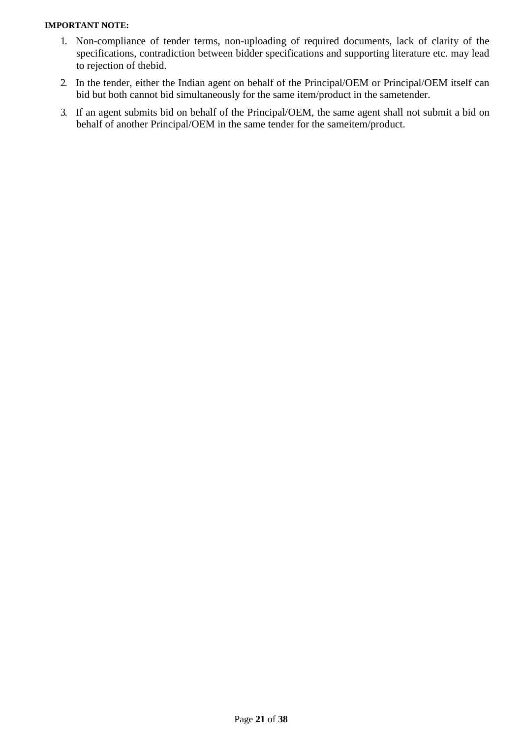**IMPORTANT NOTE:**

1. Non-compliance of tender terms, non-uploading of required documents, lack of clarity of the specifications, contradiction between bidder specifications and supporting literature etc. may lead to rejection of thebid.
2. In the tender, either the Indian agent on behalf of the Principal/OEM or Principal/OEM itself can bid but both cannot bid simultaneously for the same item/product in the sametender.
3. If an agent submits bid on behalf of the Principal/OEM, the same agent shall not submit a bid on behalf of another Principal/OEM in the same tender for the sameitem/product.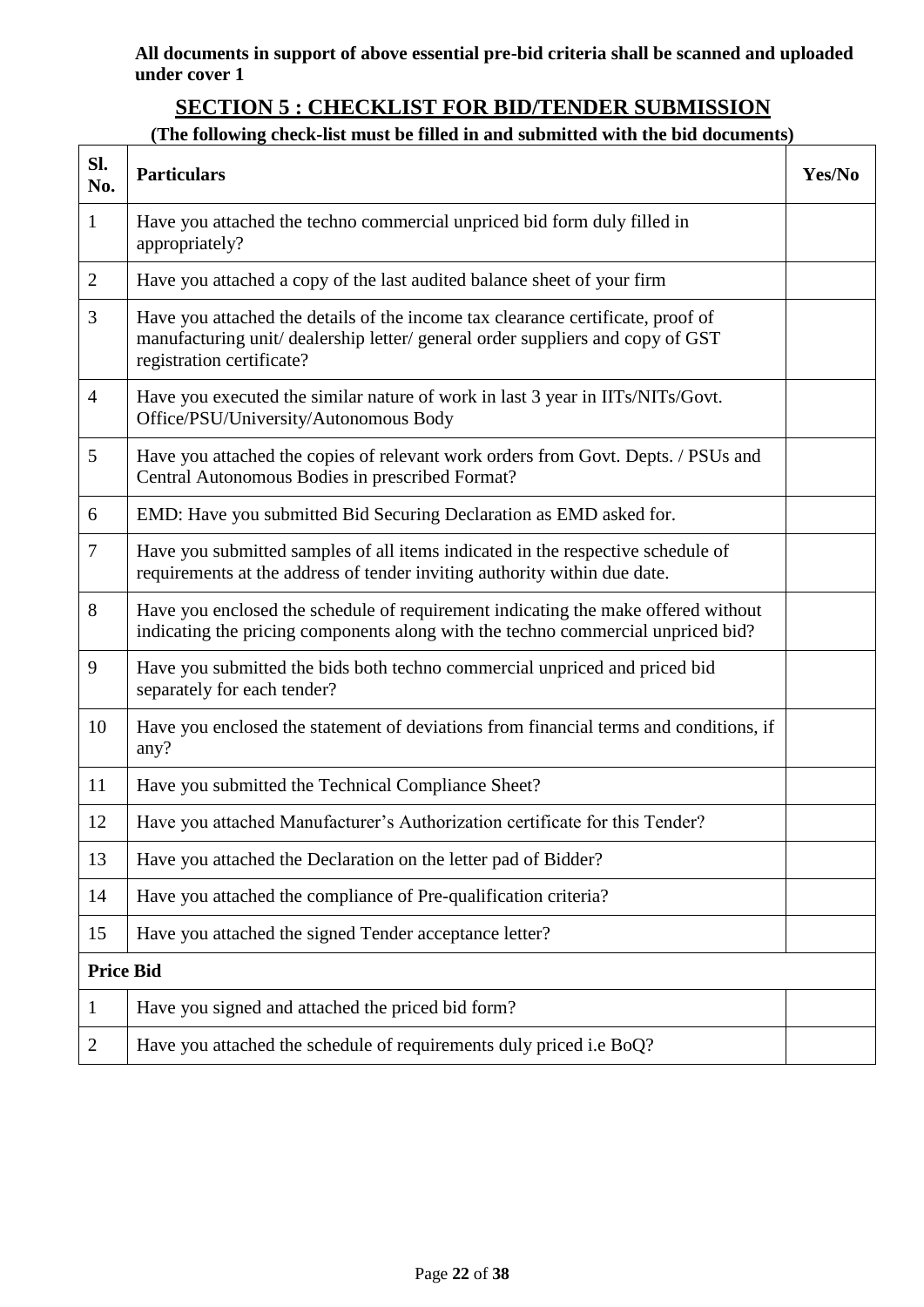**All documents in support of above essential pre-bid criteria shall be scanned and uploaded under cover 1**

## SECTION 5 : CHECKLIST FOR BID/TENDER SUBMISSION

**(The following check-list must be filled in and submitted with the bid documents)**

| Sl. No. | Particulars | Yes/No |
|---|---|---|
| 1 | Have you attached the techno commercial unpriced bid form duly filled in appropriately? | |
| 2 | Have you attached a copy of the last audited balance sheet of your firm | |
| 3 | Have you attached the details of the income tax clearance certificate, proof of manufacturing unit/ dealership letter/ general order suppliers and copy of GST registration certificate? | |
| 4 | Have you executed the similar nature of work in last 3 year in IITs/NITs/Govt. Office/PSU/University/Autonomous Body | |
| 5 | Have you attached the copies of relevant work orders from Govt. Depts. / PSUs and Central Autonomous Bodies in prescribed Format? | |
| 6 | EMD: Have you submitted Bid Securing Declaration as EMD asked for. | |
| 7 | Have you submitted samples of all items indicated in the respective schedule of requirements at the address of tender inviting authority within due date. | |
| 8 | Have you enclosed the schedule of requirement indicating the make offered without indicating the pricing components along with the techno commercial unpriced bid? | |
| 9 | Have you submitted the bids both techno commercial unpriced and priced bid separately for each tender? | |
| 10 | Have you enclosed the statement of deviations from financial terms and conditions, if any? | |
| 11 | Have you submitted the Technical Compliance Sheet? | |
| 12 | Have you attached Manufacturer's Authorization certificate for this Tender? | |
| 13 | Have you attached the Declaration on the letter pad of Bidder? | |
| 14 | Have you attached the compliance of Pre-qualification criteria? | |
| 15 | Have you attached the signed Tender acceptance letter? | |
| **Price Bid** | | |
| 1 | Have you signed and attached the priced bid form? | |
| 2 | Have you attached the schedule of requirements duly priced i.e BoQ? | |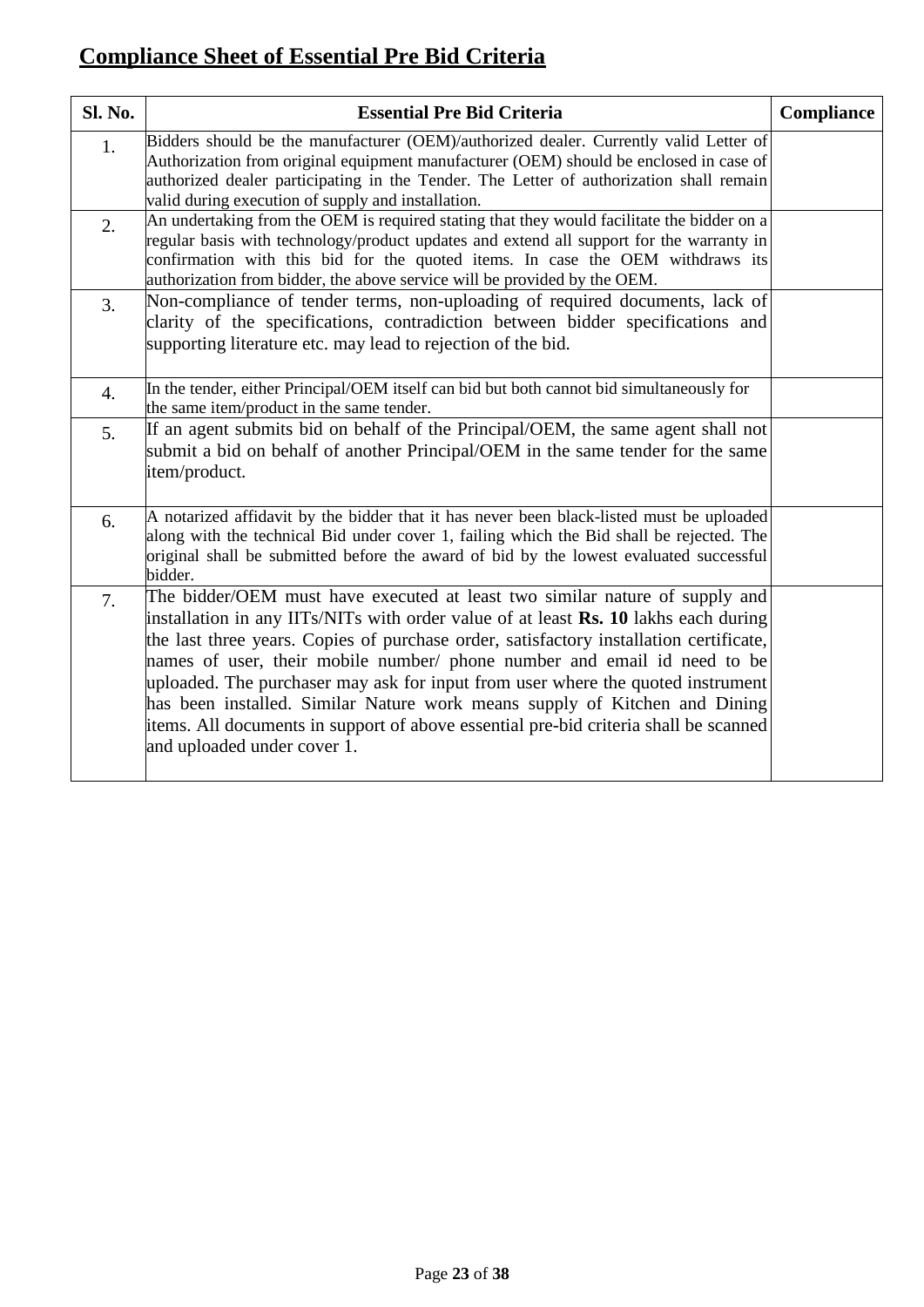## Compliance Sheet of Essential Pre Bid Criteria

| Sl. No. | Essential Pre Bid Criteria | Compliance |
|---|---|---|
| 1. | Bidders should be the manufacturer (OEM)/authorized dealer. Currently valid Letter of Authorization from original equipment manufacturer (OEM) should be enclosed in case of authorized dealer participating in the Tender. The Letter of authorization shall remain valid during execution of supply and installation. | |
| 2. | An undertaking from the OEM is required stating that they would facilitate the bidder on a regular basis with technology/product updates and extend all support for the warranty in confirmation with this bid for the quoted items. In case the OEM withdraws its authorization from bidder, the above service will be provided by the OEM. | |
| 3. | Non-compliance of tender terms, non-uploading of required documents, lack of clarity of the specifications, contradiction between bidder specifications and supporting literature etc. may lead to rejection of the bid. | |
| 4. | In the tender, either Principal/OEM itself can bid but both cannot bid simultaneously for the same item/product in the same tender. | |
| 5. | If an agent submits bid on behalf of the Principal/OEM, the same agent shall not submit a bid on behalf of another Principal/OEM in the same tender for the same item/product. | |
| 6. | A notarized affidavit by the bidder that it has never been black-listed must be uploaded along with the technical Bid under cover 1, failing which the Bid shall be rejected. The original shall be submitted before the award of bid by the lowest evaluated successful bidder. | |
| 7. | The bidder/OEM must have executed at least two similar nature of supply and installation in any IITs/NITs with order value of at least **Rs. 10** lakhs each during the last three years. Copies of purchase order, satisfactory installation certificate, names of user, their mobile number/ phone number and email id need to be uploaded. The purchaser may ask for input from user where the quoted instrument has been installed. Similar Nature work means supply of Kitchen and Dining items. All documents in support of above essential pre-bid criteria shall be scanned and uploaded under cover 1. | |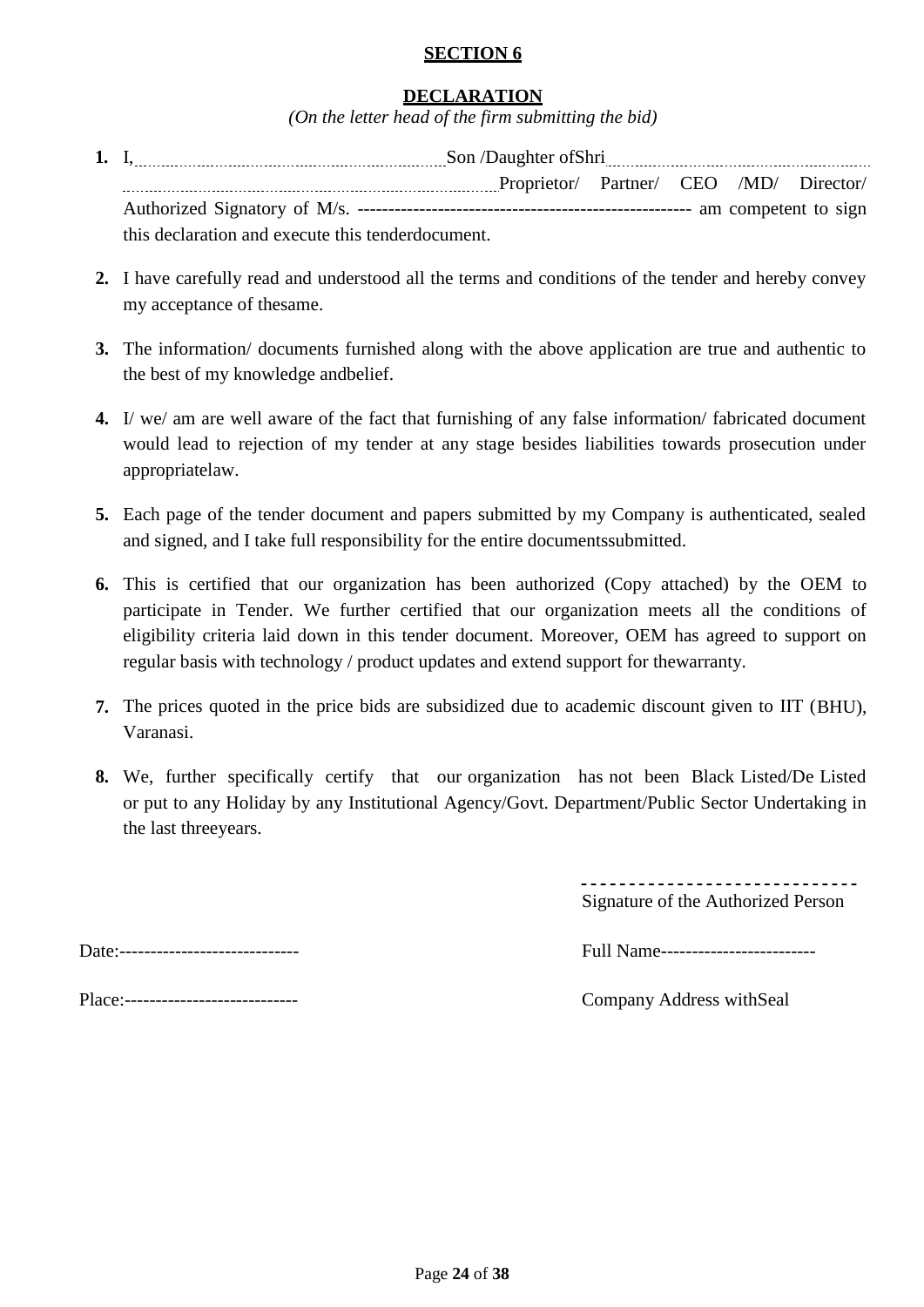**SECTION 6**

**DECLARATION**

*(On the letter head of the firm submitting the bid)*

1. I,.............................................................Son /Daughter ofShri.............................................................. ..............................................................................................Proprietor/ Partner/ CEO /MD/ Director/ Authorized Signatory of M/s. ----------------------------------------------------- am competent to sign this declaration and execute this tenderdocument.

2. I have carefully read and understood all the terms and conditions of the tender and hereby convey my acceptance of thesame.

3. The information/ documents furnished along with the above application are true and authentic to the best of my knowledge andbelief.

4. I/ we/ am are well aware of the fact that furnishing of any false information/ fabricated document would lead to rejection of my tender at any stage besides liabilities towards prosecution under appropriatelaw.

5. Each page of the tender document and papers submitted by my Company is authenticated, sealed and signed, and I take full responsibility for the entire documentssubmitted.

6. This is certified that our organization has been authorized (Copy attached) by the OEM to participate in Tender. We further certified that our organization meets all the conditions of eligibility criteria laid down in this tender document. Moreover, OEM has agreed to support on regular basis with technology / product updates and extend support for thewarranty.

7. The prices quoted in the price bids are subsidized due to academic discount given to IIT (BHU), Varanasi.

8. We, further specifically certify that our organization has not been Black Listed/De Listed or put to any Holiday by any Institutional Agency/Govt. Department/Public Sector Undertaking in the last threeyears.

-----------------------------

Signature of the Authorized Person

Date:-----------------------------

Full Name------------------------

Place:---------------------------

Company Address withSeal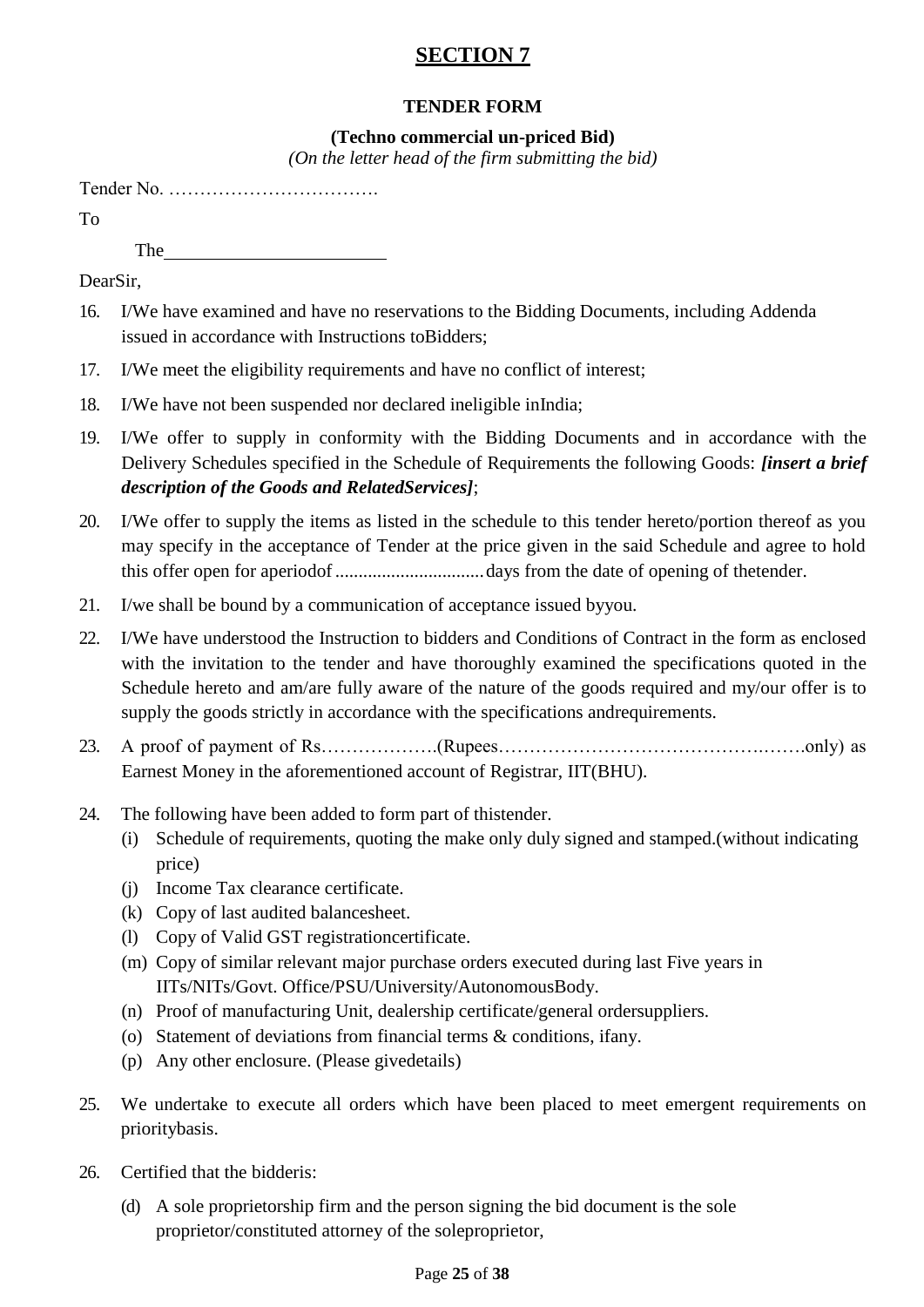# SECTION 7

**TENDER FORM**

**(Techno commercial un-priced Bid)**

*(On the letter head of the firm submitting the bid)*

Tender No. …………………………….

To

The\_\_\_\_\_\_\_\_\_\_\_\_\_\_\_\_\_\_\_\_\_\_\_\_

DearSir,

16. I/We have examined and have no reservations to the Bidding Documents, including Addenda issued in accordance with Instructions toBidders;
17. I/We meet the eligibility requirements and have no conflict of interest;
18. I/We have not been suspended nor declared ineligible inIndia;
19. I/We offer to supply in conformity with the Bidding Documents and in accordance with the Delivery Schedules specified in the Schedule of Requirements the following Goods: ***[insert a brief description of the Goods and RelatedServices]***;
20. I/We offer to supply the items as listed in the schedule to this tender hereto/portion thereof as you may specify in the acceptance of Tender at the price given in the said Schedule and agree to hold this offer open for aperiodof ................................ days from the date of opening of thetender.
21. I/we shall be bound by a communication of acceptance issued byyou.
22. I/We have understood the Instruction to bidders and Conditions of Contract in the form as enclosed with the invitation to the tender and have thoroughly examined the specifications quoted in the Schedule hereto and am/are fully aware of the nature of the goods required and my/our offer is to supply the goods strictly in accordance with the specifications andrequirements.
23. A proof of payment of Rs……………….(Rupees…………………………………….…….only) as Earnest Money in the aforementioned account of Registrar, IIT(BHU).
24. The following have been added to form part of thistender.
    (i) Schedule of requirements, quoting the make only duly signed and stamped.(without indicating price)
    (j) Income Tax clearance certificate.
    (k) Copy of last audited balancesheet.
    (l) Copy of Valid GST registrationcertificate.
    (m) Copy of similar relevant major purchase orders executed during last Five years in IITs/NITs/Govt. Office/PSU/University/AutonomousBody.
    (n) Proof of manufacturing Unit, dealership certificate/general ordersuppliers.
    (o) Statement of deviations from financial terms & conditions, ifany.
    (p) Any other enclosure. (Please givedetails)
25. We undertake to execute all orders which have been placed to meet emergent requirements on prioritybasis.
26. Certified that the bidderis:

    (d) A sole proprietorship firm and the person signing the bid document is the sole proprietor/constituted attorney of the soleproprietor,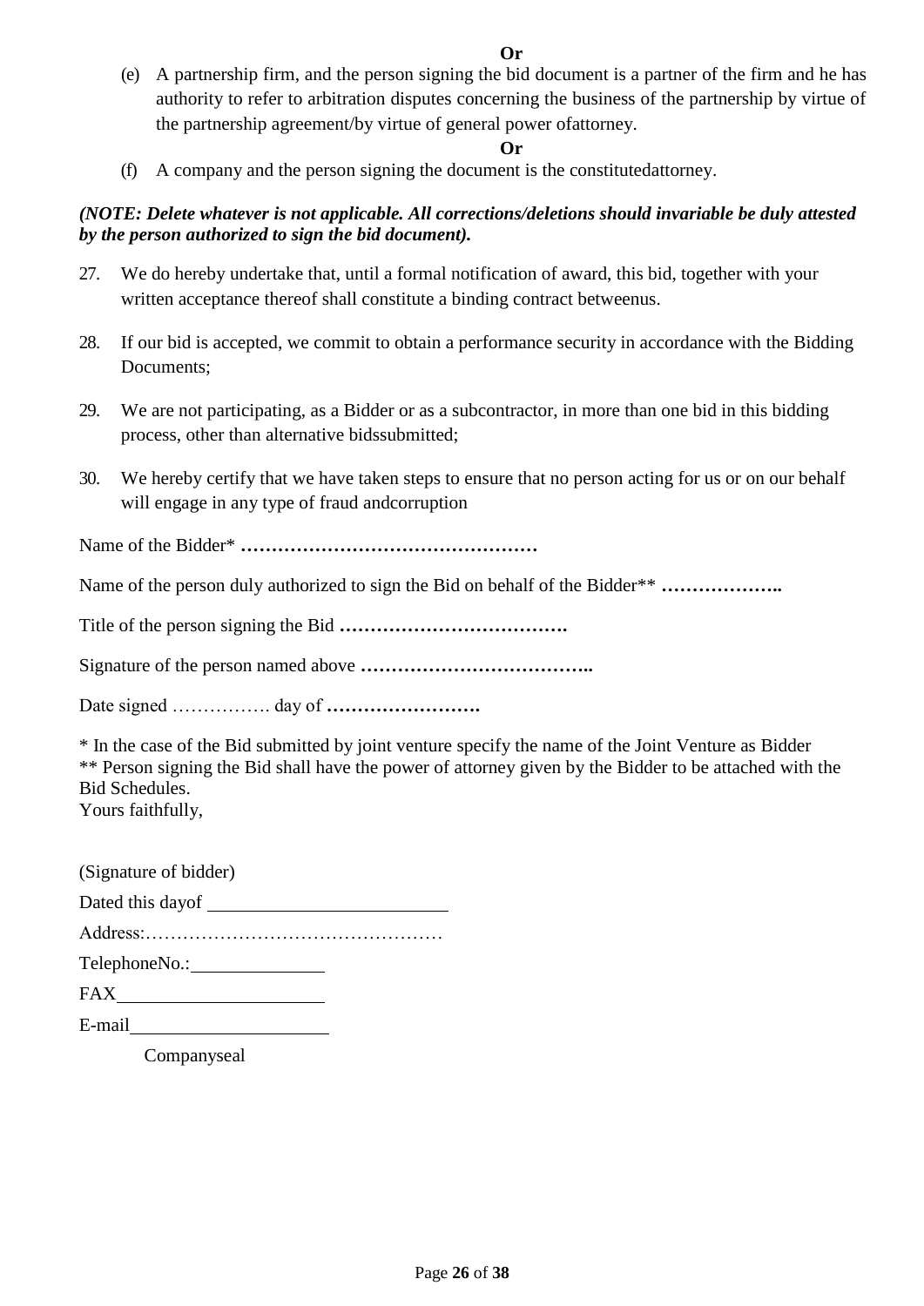**Or**

(e) A partnership firm, and the person signing the bid document is a partner of the firm and he has authority to refer to arbitration disputes concerning the business of the partnership by virtue of the partnership agreement/by virtue of general power ofattorney.

**Or**

(f) A company and the person signing the document is the constitutedattorney.

***(NOTE: Delete whatever is not applicable. All corrections/deletions should invariable be duly attested by the person authorized to sign the bid document).***

27. We do hereby undertake that, until a formal notification of award, this bid, together with your written acceptance thereof shall constitute a binding contract betweenus.

28. If our bid is accepted, we commit to obtain a performance security in accordance with the Bidding Documents;

29. We are not participating, as a Bidder or as a subcontractor, in more than one bid in this bidding process, other than alternative bidssubmitted;

30. We hereby certify that we have taken steps to ensure that no person acting for us or on our behalf will engage in any type of fraud andcorruption

Name of the Bidder* **…………………………………………**

Name of the person duly authorized to sign the Bid on behalf of the Bidder** **………………..**

Title of the person signing the Bid **……………………………….**

Signature of the person named above **………………………………..**

Date signed ……………. day of **…………………….**

* In the case of the Bid submitted by joint venture specify the name of the Joint Venture as Bidder
** Person signing the Bid shall have the power of attorney given by the Bidder to be attached with the Bid Schedules.

Yours faithfully,

(Signature of bidder)

Dated this dayof \_\_\_\_\_\_\_\_\_\_\_\_\_\_\_\_\_\_\_\_\_\_\_\_\_\_

Address:…………………………………………

TelephoneNo.: \_\_\_\_\_\_\_\_\_\_\_\_\_\_\_

FAX \_\_\_\_\_\_\_\_\_\_\_\_\_\_\_\_\_\_\_\_\_\_

E-mail \_\_\_\_\_\_\_\_\_\_\_\_\_\_\_\_\_\_\_\_\_\_

Companyseal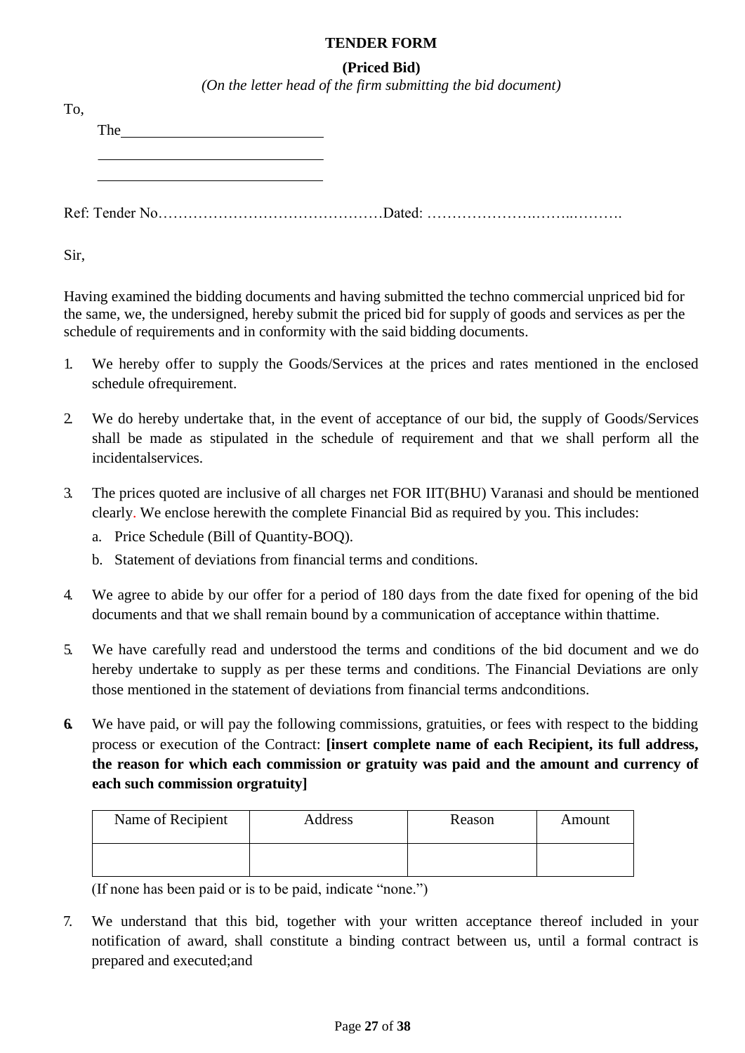**TENDER FORM**

**(Priced Bid)**

*(On the letter head of the firm submitting the bid document)*

To,

The ___________________________

_______________________________

_______________________________

Ref: Tender No………………………………………Dated: ………………….……..……….

Sir,

Having examined the bidding documents and having submitted the techno commercial unpriced bid for the same, we, the undersigned, hereby submit the priced bid for supply of goods and services as per the schedule of requirements and in conformity with the said bidding documents.

1. We hereby offer to supply the Goods/Services at the prices and rates mentioned in the enclosed schedule ofrequirement.
2. We do hereby undertake that, in the event of acceptance of our bid, the supply of Goods/Services shall be made as stipulated in the schedule of requirement and that we shall perform all the incidentalservices.
3. The prices quoted are inclusive of all charges net FOR IIT(BHU) Varanasi and should be mentioned clearly. We enclose herewith the complete Financial Bid as required by you. This includes:
   a. Price Schedule (Bill of Quantity-BOQ).
   b. Statement of deviations from financial terms and conditions.
4. We agree to abide by our offer for a period of 180 days from the date fixed for opening of the bid documents and that we shall remain bound by a communication of acceptance within thattime.
5. We have carefully read and understood the terms and conditions of the bid document and we do hereby undertake to supply as per these terms and conditions. The Financial Deviations are only those mentioned in the statement of deviations from financial terms andconditions.
6. We have paid, or will pay the following commissions, gratuities, or fees with respect to the bidding process or execution of the Contract: **[insert complete name of each Recipient, its full address, the reason for which each commission or gratuity was paid and the amount and currency of each such commission orgratuity]**

| Name of Recipient | Address | Reason | Amount |
|---|---|---|---|
| | | | |

(If none has been paid or is to be paid, indicate "none.")

7. We understand that this bid, together with your written acceptance thereof included in your notification of award, shall constitute a binding contract between us, until a formal contract is prepared and executed;and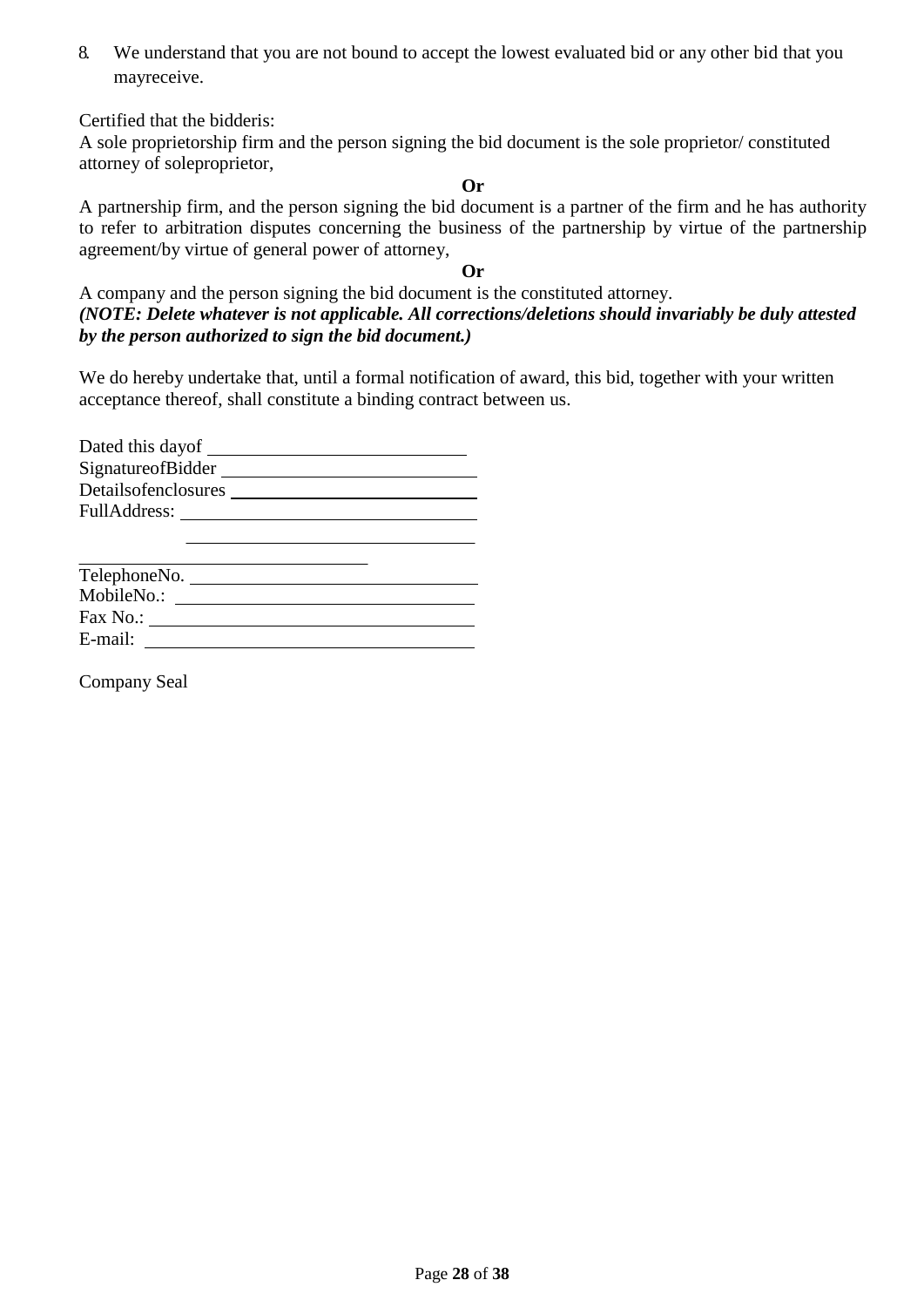8. We understand that you are not bound to accept the lowest evaluated bid or any other bid that you mayreceive.

Certified that the bidderis:

A sole proprietorship firm and the person signing the bid document is the sole proprietor/ constituted attorney of soleproprietor,

**Or**

A partnership firm, and the person signing the bid document is a partner of the firm and he has authority to refer to arbitration disputes concerning the business of the partnership by virtue of the partnership agreement/by virtue of general power of attorney,

**Or**

A company and the person signing the bid document is the constituted attorney.

***(NOTE: Delete whatever is not applicable. All corrections/deletions should invariably be duly attested by the person authorized to sign the bid document.)***

We do hereby undertake that, until a formal notification of award, this bid, together with your written acceptance thereof, shall constitute a binding contract between us.

Dated this dayof ____________________

SignatureofBidder ____________________

Detailsofenclosures ____________________

FullAddress: ____________________

____________________

____________________

TelephoneNo. ____________________

MobileNo.: ____________________

Fax No.: ____________________

E-mail: ____________________

Company Seal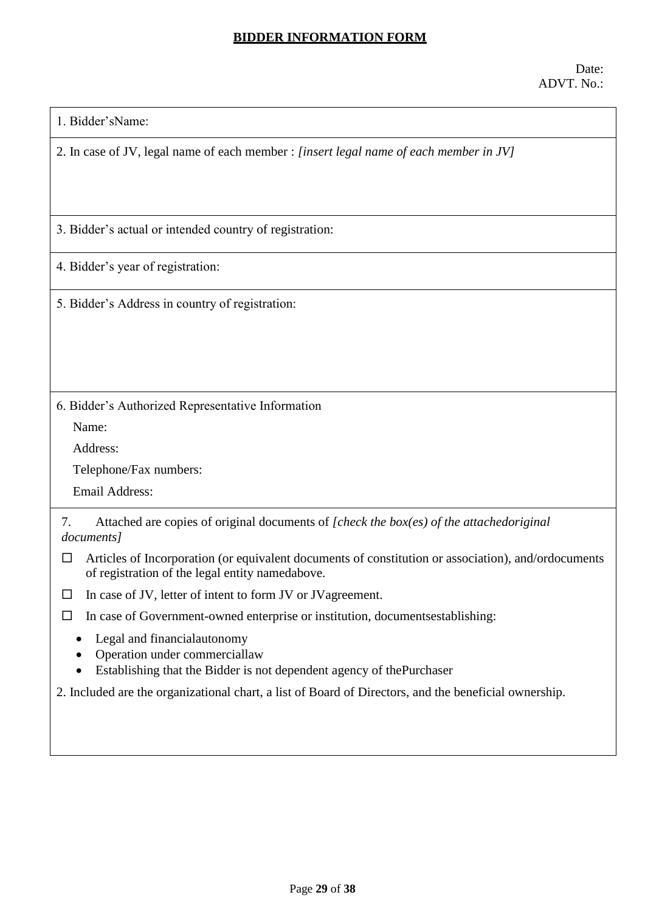**BIDDER INFORMATION FORM**

Date:
ADVT. No.:

1. Bidder'sName:

2. In case of JV, legal name of each member : *[insert legal name of each member in JV]*

3. Bidder's actual or intended country of registration:

4. Bidder's year of registration:

5. Bidder's Address in country of registration:

6. Bidder's Authorized Representative Information

   Name:

   Address:

   Telephone/Fax numbers:

   Email Address:

7. Attached are copies of original documents of *[check the box(es) of the attachedoriginal documents]*

☐ Articles of Incorporation (or equivalent documents of constitution or association), and/ordocuments of registration of the legal entity namedabove.

☐ In case of JV, letter of intent to form JV or JVagreement.

☐ In case of Government-owned enterprise or institution, documentsestablishing:

- Legal and financialautonomy
- Operation under commerciallaw
- Establishing that the Bidder is not dependent agency of thePurchaser

2. Included are the organizational chart, a list of Board of Directors, and the beneficial ownership.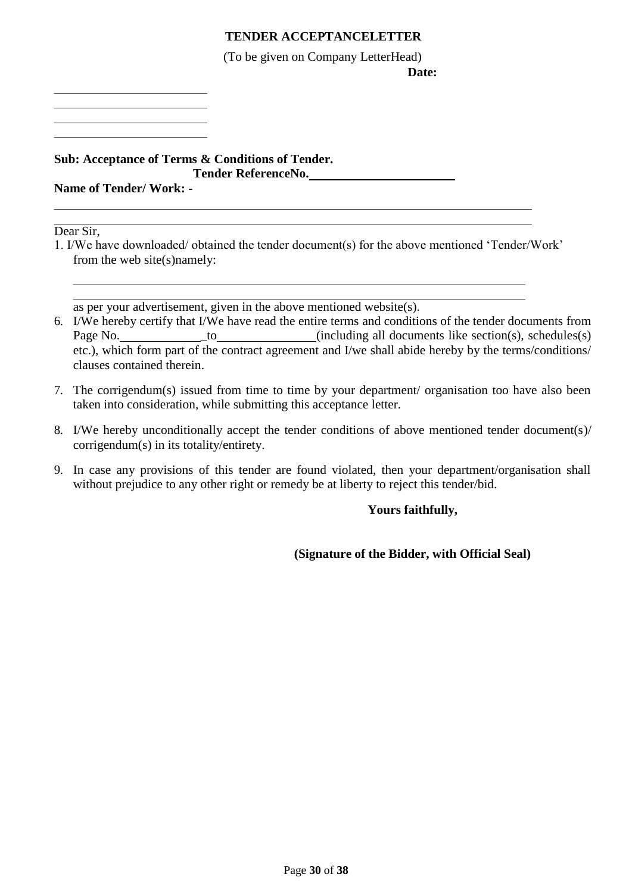**TENDER ACCEPTANCELETTER**

(To be given on Company LetterHead)

**Date:**

\_\_\_\_\_\_\_\_\_\_\_\_\_\_\_\_\_\_\_\_\_\_\_\_\_\_

\_\_\_\_\_\_\_\_\_\_\_\_\_\_\_\_\_\_\_\_\_\_\_\_\_\_

\_\_\_\_\_\_\_\_\_\_\_\_\_\_\_\_\_\_\_\_\_\_\_\_\_\_

\_\_\_\_\_\_\_\_\_\_\_\_\_\_\_\_\_\_\_\_\_\_\_\_\_\_

**Sub: Acceptance of Terms & Conditions of Tender.**

**Tender ReferenceNo.**\_\_\_\_\_\_\_\_\_\_\_\_\_\_\_\_\_\_\_\_\_\_\_\_

**Name of Tender/ Work: -**

\_\_\_\_\_\_\_\_\_\_\_\_\_\_\_\_\_\_\_\_\_\_\_\_\_\_\_\_\_\_\_\_\_\_\_\_\_\_\_\_\_\_\_\_\_\_\_\_\_\_\_\_\_\_\_\_\_\_\_\_\_\_\_\_\_\_\_\_\_\_\_\_\_\_\_\_\_\_

\_\_\_\_\_\_\_\_\_\_\_\_\_\_\_\_\_\_\_\_\_\_\_\_\_\_\_\_\_\_\_\_\_\_\_\_\_\_\_\_\_\_\_\_\_\_\_\_\_\_\_\_\_\_\_\_\_\_\_\_\_\_\_\_\_\_\_\_\_\_\_\_\_\_\_\_\_\_

Dear Sir,

1. I/We have downloaded/ obtained the tender document(s) for the above mentioned 'Tender/Work' from the web site(s)namely:

   \_\_\_\_\_\_\_\_\_\_\_\_\_\_\_\_\_\_\_\_\_\_\_\_\_\_\_\_\_\_\_\_\_\_\_\_\_\_\_\_\_\_\_\_\_\_\_\_\_\_\_\_\_\_\_\_\_\_\_\_\_\_\_\_\_\_\_\_\_\_\_\_\_\_

   \_\_\_\_\_\_\_\_\_\_\_\_\_\_\_\_\_\_\_\_\_\_\_\_\_\_\_\_\_\_\_\_\_\_\_\_\_\_\_\_\_\_\_\_\_\_\_\_\_\_\_\_\_\_\_\_\_\_\_\_\_\_\_\_\_\_\_\_\_\_\_\_\_\_

   as per your advertisement, given in the above mentioned website(s).

6. I/We hereby certify that I/We have read the entire terms and conditions of the tender documents from Page No.\_\_\_\_\_\_\_\_\_\_\_\_\_to\_\_\_\_\_\_\_\_\_\_\_\_\_\_\_(including all documents like section(s), schedules(s) etc.), which form part of the contract agreement and I/we shall abide hereby by the terms/conditions/ clauses contained therein.

7. The corrigendum(s) issued from time to time by your department/ organisation too have also been taken into consideration, while submitting this acceptance letter.

8. I/We hereby unconditionally accept the tender conditions of above mentioned tender document(s)/ corrigendum(s) in its totality/entirety.

9. In case any provisions of this tender are found violated, then your department/organisation shall without prejudice to any other right or remedy be at liberty to reject this tender/bid.

**Yours faithfully,**

**(Signature of the Bidder, with Official Seal)**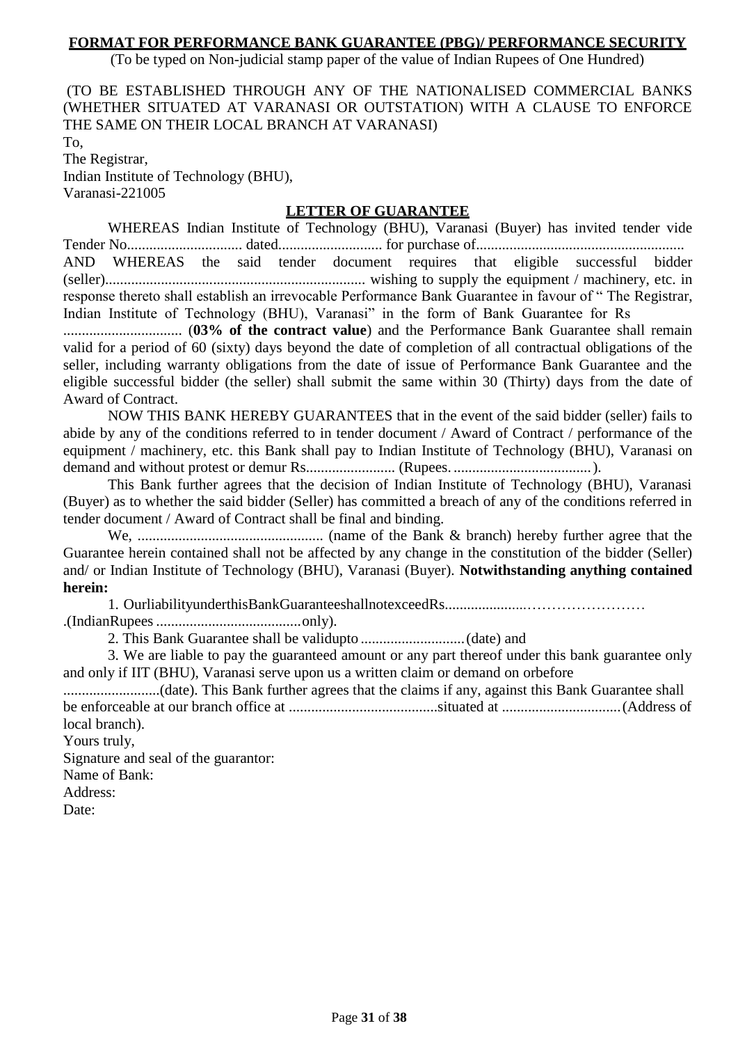**FORMAT FOR PERFORMANCE BANK GUARANTEE (PBG)/ PERFORMANCE SECURITY**

(To be typed on Non-judicial stamp paper of the value of Indian Rupees of One Hundred)

(TO BE ESTABLISHED THROUGH ANY OF THE NATIONALISED COMMERCIAL BANKS (WHETHER SITUATED AT VARANASI OR OUTSTATION) WITH A CLAUSE TO ENFORCE THE SAME ON THEIR LOCAL BRANCH AT VARANASI)

To,
The Registrar,
Indian Institute of Technology (BHU),
Varanasi-221005

## LETTER OF GUARANTEE

WHEREAS Indian Institute of Technology (BHU), Varanasi (Buyer) has invited tender vide Tender No............................... dated........................... for purchase of....................................................... AND WHEREAS the said tender document requires that eligible successful bidder (seller)...................................................................... wishing to supply the equipment / machinery, etc. in response thereto shall establish an irrevocable Performance Bank Guarantee in favour of " The Registrar, Indian Institute of Technology (BHU), Varanasi" in the form of Bank Guarantee for Rs ................................ (**03% of the contract value**) and the Performance Bank Guarantee shall remain valid for a period of 60 (sixty) days beyond the date of completion of all contractual obligations of the seller, including warranty obligations from the date of issue of Performance Bank Guarantee and the eligible successful bidder (the seller) shall submit the same within 30 (Thirty) days from the date of Award of Contract.

NOW THIS BANK HEREBY GUARANTEES that in the event of the said bidder (seller) fails to abide by any of the conditions referred to in tender document / Award of Contract / performance of the equipment / machinery, etc. this Bank shall pay to Indian Institute of Technology (BHU), Varanasi on demand and without protest or demur Rs........................ (Rupees. .....................................).

This Bank further agrees that the decision of Indian Institute of Technology (BHU), Varanasi (Buyer) as to whether the said bidder (Seller) has committed a breach of any of the conditions referred in tender document / Award of Contract shall be final and binding.

We, .................................................. (name of the Bank & branch) hereby further agree that the Guarantee herein contained shall not be affected by any change in the constitution of the bidder (Seller) and/ or Indian Institute of Technology (BHU), Varanasi (Buyer). **Notwithstanding anything contained herein:**

1. OurliabilityunderthisBankGuaranteeshallnotexceedRs......................…………………… .(IndianRupees .......................................only).

2. This Bank Guarantee shall be validupto ............................(date) and

3. We are liable to pay the guaranteed amount or any part thereof under this bank guarantee only and only if IIT (BHU), Varanasi serve upon us a written claim or demand on orbefore ..........................(date). This Bank further agrees that the claims if any, against this Bank Guarantee shall be enforceable at our branch office at ........................................situated at ................................(Address of local branch).

Yours truly,
Signature and seal of the guarantor:
Name of Bank:
Address:
Date: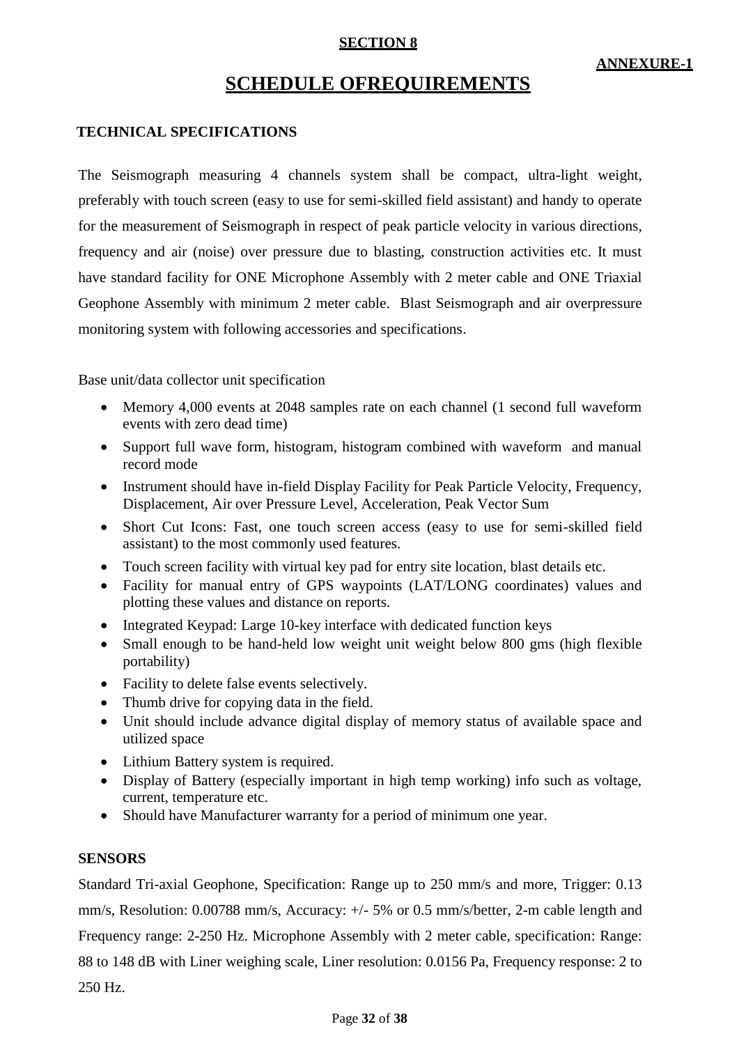**SECTION 8**

**ANNEXURE-1**

# SCHEDULE OFREQUIREMENTS

## TECHNICAL SPECIFICATIONS

The Seismograph measuring 4 channels system shall be compact, ultra-light weight, preferably with touch screen (easy to use for semi-skilled field assistant) and handy to operate for the measurement of Seismograph in respect of peak particle velocity in various directions, frequency and air (noise) over pressure due to blasting, construction activities etc. It must have standard facility for ONE Microphone Assembly with 2 meter cable and ONE Triaxial Geophone Assembly with minimum 2 meter cable. Blast Seismograph and air overpressure monitoring system with following accessories and specifications.

Base unit/data collector unit specification

- Memory 4,000 events at 2048 samples rate on each channel (1 second full waveform events with zero dead time)
- Support full wave form, histogram, histogram combined with waveform and manual record mode
- Instrument should have in-field Display Facility for Peak Particle Velocity, Frequency, Displacement, Air over Pressure Level, Acceleration, Peak Vector Sum
- Short Cut Icons: Fast, one touch screen access (easy to use for semi-skilled field assistant) to the most commonly used features.
- Touch screen facility with virtual key pad for entry site location, blast details etc.
- Facility for manual entry of GPS waypoints (LAT/LONG coordinates) values and plotting these values and distance on reports.
- Integrated Keypad: Large 10-key interface with dedicated function keys
- Small enough to be hand-held low weight unit weight below 800 gms (high flexible portability)
- Facility to delete false events selectively.
- Thumb drive for copying data in the field.
- Unit should include advance digital display of memory status of available space and utilized space
- Lithium Battery system is required.
- Display of Battery (especially important in high temp working) info such as voltage, current, temperature etc.
- Should have Manufacturer warranty for a period of minimum one year.

## SENSORS

Standard Tri-axial Geophone, Specification: Range up to 250 mm/s and more, Trigger: 0.13 mm/s, Resolution: 0.00788 mm/s, Accuracy: +/- 5% or 0.5 mm/s/better, 2-m cable length and Frequency range: 2-250 Hz. Microphone Assembly with 2 meter cable, specification: Range: 88 to 148 dB with Liner weighing scale, Liner resolution: 0.0156 Pa, Frequency response: 2 to 250 Hz.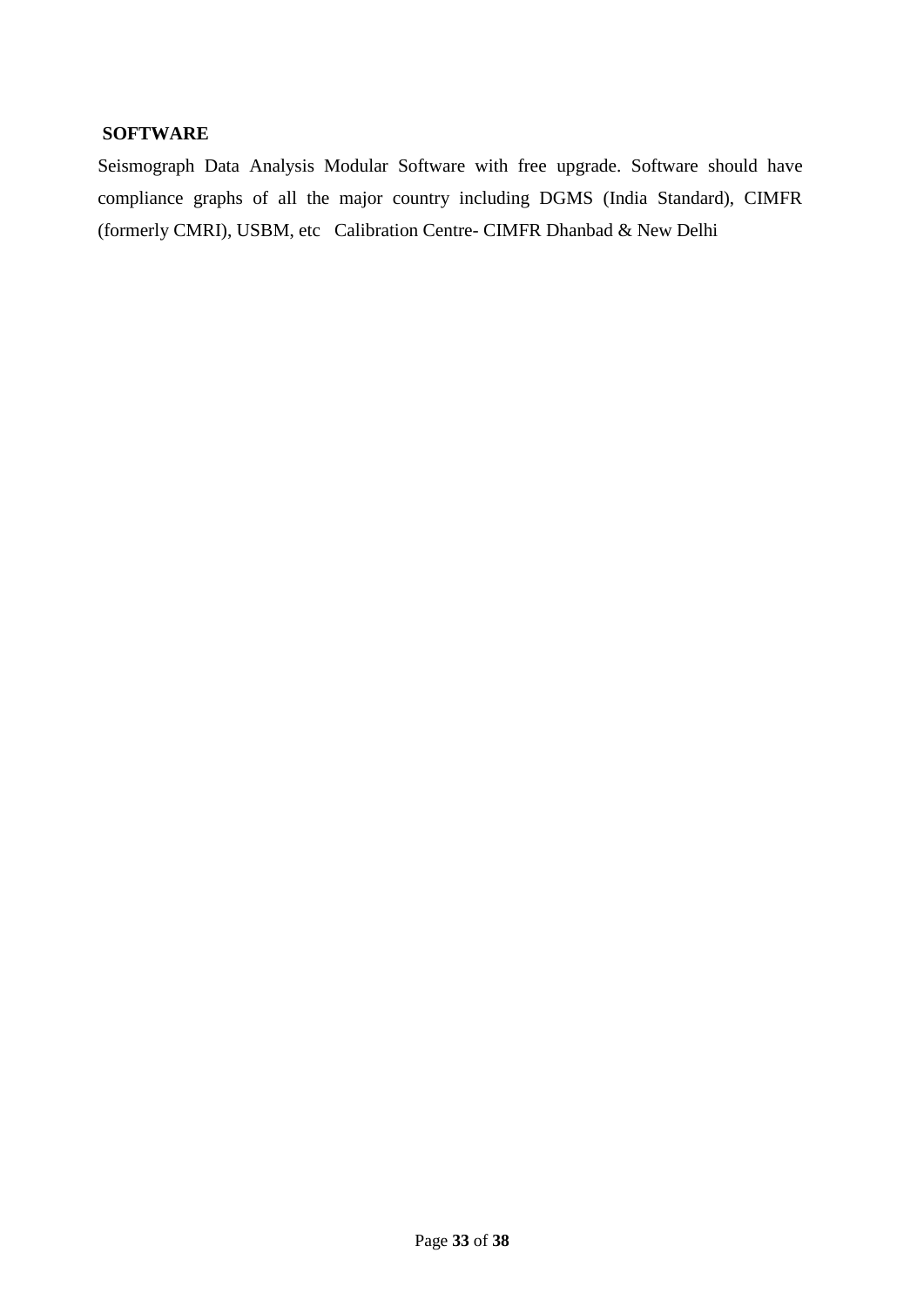**SOFTWARE**

Seismograph Data Analysis Modular Software with free upgrade. Software should have compliance graphs of all the major country including DGMS (India Standard), CIMFR (formerly CMRI), USBM, etc   Calibration Centre- CIMFR Dhanbad & New Delhi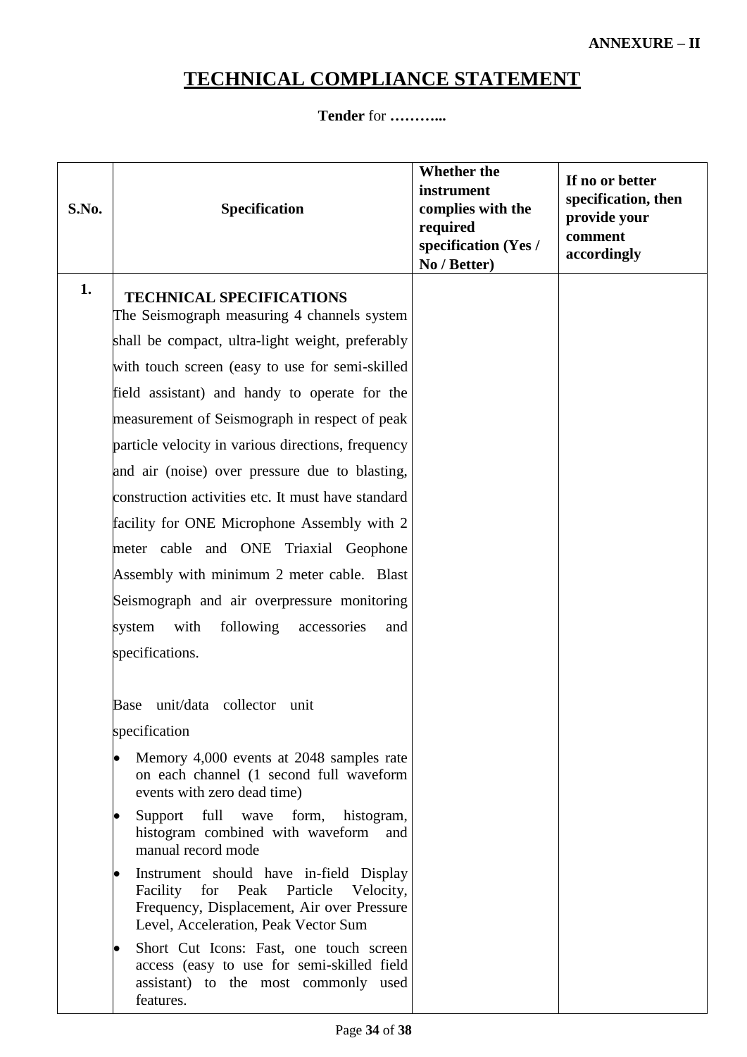**ANNEXURE – II**

# TECHNICAL COMPLIANCE STATEMENT

**Tender** for **………..**

| S.No. | Specification | Whether the instrument complies with the required specification (Yes / No / Better) | If no or better specification, then provide your comment accordingly |
|---|---|---|---|
| 1. | **TECHNICAL SPECIFICATIONS**<br>The Seismograph measuring 4 channels system shall be compact, ultra-light weight, preferably with touch screen (easy to use for semi-skilled field assistant) and handy to operate for the measurement of Seismograph in respect of peak particle velocity in various directions, frequency and air (noise) over pressure due to blasting, construction activities etc. It must have standard facility for ONE Microphone Assembly with 2 meter cable and ONE Triaxial Geophone Assembly with minimum 2 meter cable. Blast Seismograph and air overpressure monitoring system with following accessories and specifications.<br><br>Base unit/data collector unit specification<br>• Memory 4,000 events at 2048 samples rate on each channel (1 second full waveform events with zero dead time)<br>• Support full wave form, histogram, histogram combined with waveform and manual record mode<br>• Instrument should have in-field Display Facility for Peak Particle Velocity, Frequency, Displacement, Air over Pressure Level, Acceleration, Peak Vector Sum<br>• Short Cut Icons: Fast, one touch screen access (easy to use for semi-skilled field assistant) to the most commonly used features. | | |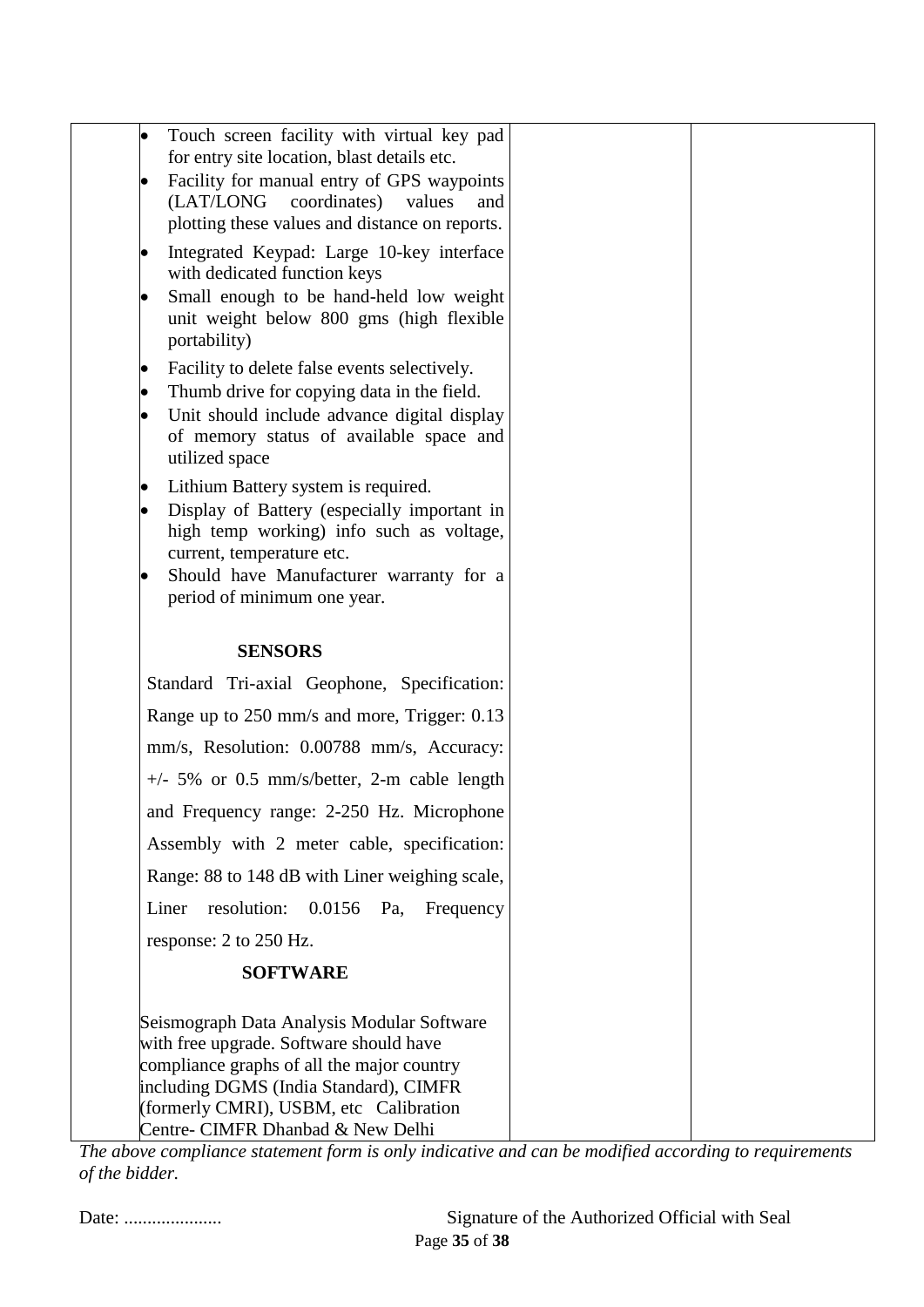| | | | |
|---|---|---|---|
| | • Touch screen facility with virtual key pad for entry site location, blast details etc.<br>• Facility for manual entry of GPS waypoints (LAT/LONG coordinates) values and plotting these values and distance on reports.<br>• Integrated Keypad: Large 10-key interface with dedicated function keys<br>• Small enough to be hand-held low weight unit weight below 800 gms (high flexible portability)<br>• Facility to delete false events selectively.<br>• Thumb drive for copying data in the field.<br>• Unit should include advance digital display of memory status of available space and utilized space<br>• Lithium Battery system is required.<br>• Display of Battery (especially important in high temp working) info such as voltage, current, temperature etc.<br>• Should have Manufacturer warranty for a period of minimum one year.<br><br>**SENSORS**<br><br>Standard Tri-axial Geophone, Specification: Range up to 250 mm/s and more, Trigger: 0.13 mm/s, Resolution: 0.00788 mm/s, Accuracy: +/- 5% or 0.5 mm/s/better, 2-m cable length and Frequency range: 2-250 Hz. Microphone Assembly with 2 meter cable, specification: Range: 88 to 148 dB with Liner weighing scale, Liner resolution: 0.0156 Pa, Frequency response: 2 to 250 Hz.<br><br>**SOFTWARE**<br><br>Seismograph Data Analysis Modular Software with free upgrade. Software should have compliance graphs of all the major country including DGMS (India Standard), CIMFR (formerly CMRI), USBM, etc Calibration Centre- CIMFR Dhanbad & New Delhi | | |

*The above compliance statement form is only indicative and can be modified according to requirements of the bidder.*

Date: .....................

Signature of the Authorized Official with Seal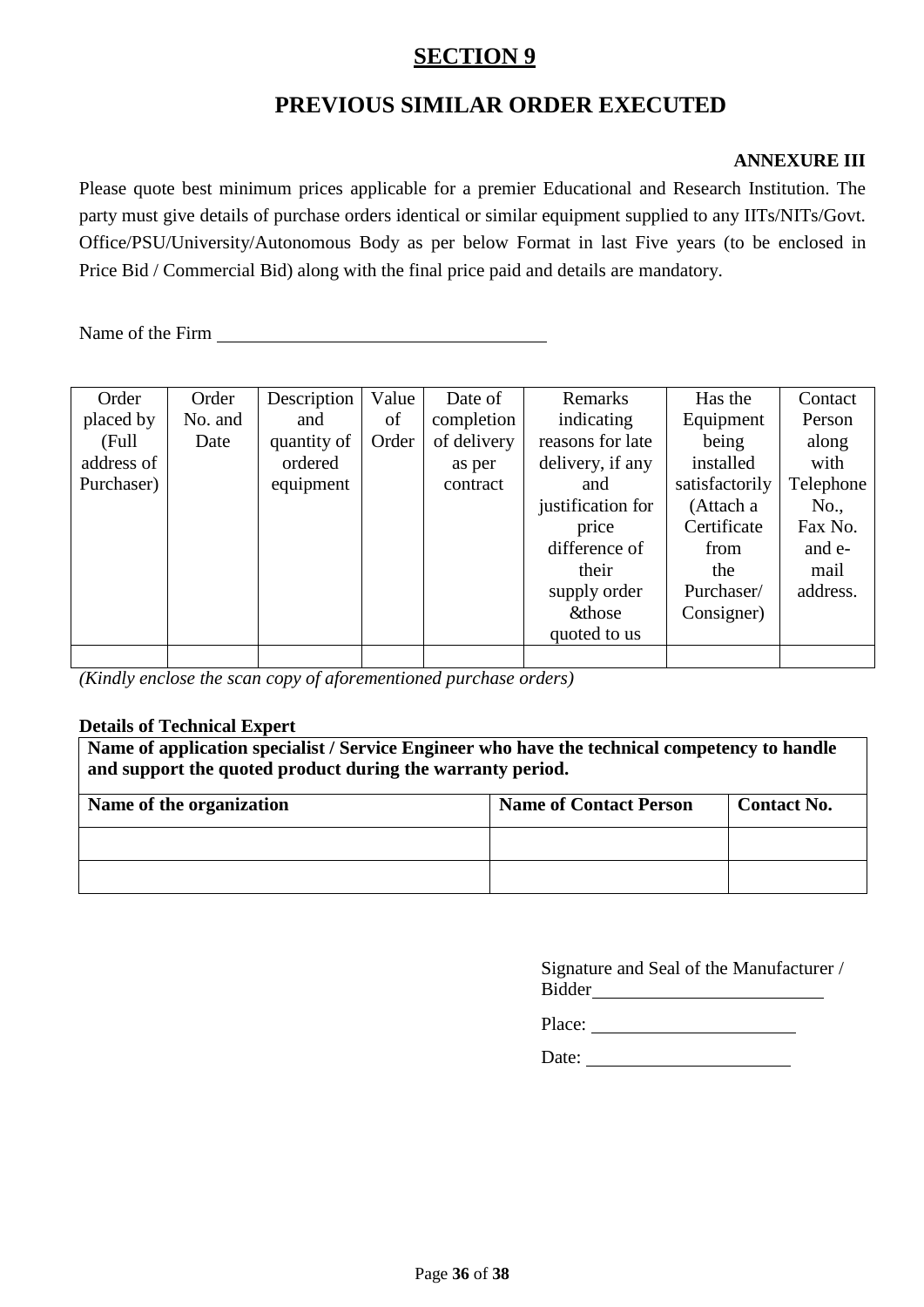# SECTION 9

## PREVIOUS SIMILAR ORDER EXECUTED

**ANNEXURE III**

Please quote best minimum prices applicable for a premier Educational and Research Institution. The party must give details of purchase orders identical or similar equipment supplied to any IITs/NITs/Govt. Office/PSU/University/Autonomous Body as per below Format in last Five years (to be enclosed in Price Bid / Commercial Bid) along with the final price paid and details are mandatory.

Name of the Firm ___________________________________

| Order placed by (Full address of Purchaser) | Order No. and Date | Description and quantity of ordered equipment | Value of Order | Date of completion of delivery as per contract | Remarks indicating reasons for late delivery, if any and justification for price difference of their supply order &those quoted to us | Has the Equipment being installed satisfactorily (Attach a Certificate from the Purchaser/ Consigner) | Contact Person along with Telephone No., Fax No. and e-mail address. |
|---|---|---|---|---|---|---|---|
| | | | | | | | |

*(Kindly enclose the scan copy of aforementioned purchase orders)*

**Details of Technical Expert**

| **Name of application specialist / Service Engineer who have the technical competency to handle and support the quoted product during the warranty period.** | | |
|---|---|---|
| **Name of the organization** | **Name of Contact Person** | **Contact No.** |
| | | |
| | | |

Signature and Seal of the Manufacturer / Bidder_________________________

Place: ______________________

Date: ______________________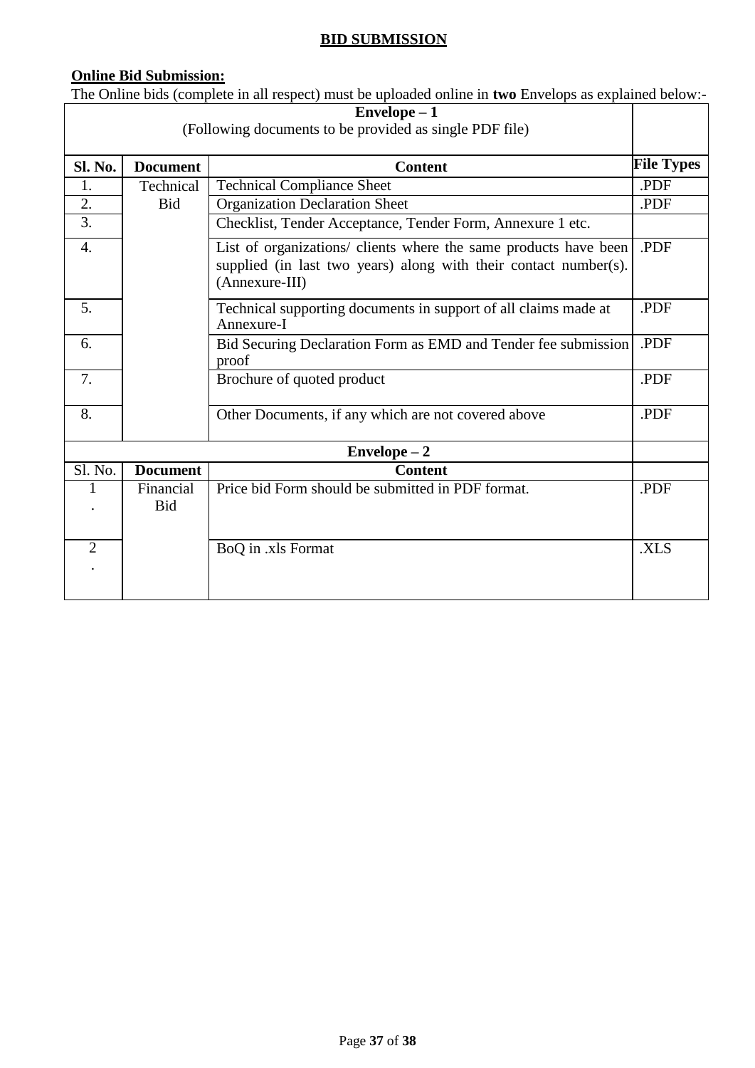## BID SUBMISSION

**Online Bid Submission:**

The Online bids (complete in all respect) must be uploaded online in **two** Envelops as explained below:-

| **Envelope – 1**<br>(Following documents to be provided as single PDF file) | | | |
|---|---|---|---|
| **Sl. No.** | **Document** | **Content** | **File Types** |
| 1. | Technical Bid | Technical Compliance Sheet | .PDF |
| 2. | | Organization Declaration Sheet | .PDF |
| 3. | | Checklist, Tender Acceptance, Tender Form, Annexure 1 etc. | |
| 4. | | List of organizations/ clients where the same products have been supplied (in last two years) along with their contact number(s). (Annexure-III) | .PDF |
| 5. | | Technical supporting documents in support of all claims made at Annexure-I | .PDF |
| 6. | | Bid Securing Declaration Form as EMD and Tender fee submission proof | .PDF |
| 7. | | Brochure of quoted product | .PDF |
| 8. | | Other Documents, if any which are not covered above | .PDF |
| **Envelope – 2** | | | |
| Sl. No. | **Document** | **Content** | |
| 1. | Financial Bid | Price bid Form should be submitted in PDF format. | .PDF |
| 2. | | BoQ in .xls Format | .XLS |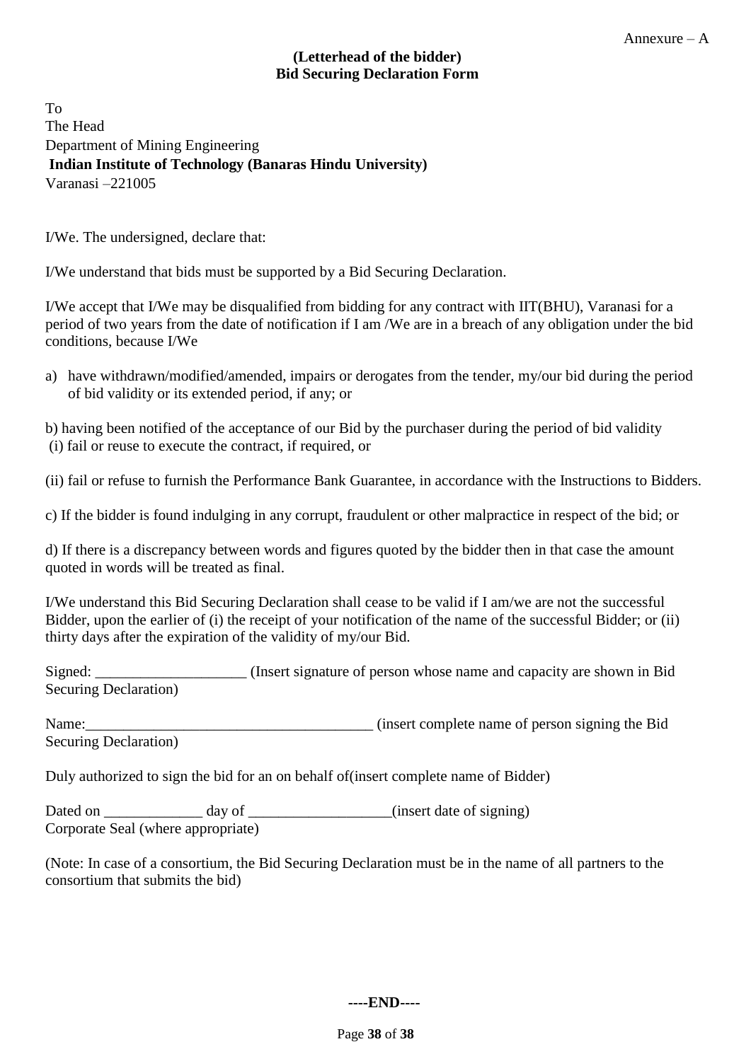Annexure – A

**(Letterhead of the bidder)**
**Bid Securing Declaration Form**

To
The Head
Department of Mining Engineering
**Indian Institute of Technology (Banaras Hindu University)**
Varanasi –221005

I/We. The undersigned, declare that:

I/We understand that bids must be supported by a Bid Securing Declaration.

I/We accept that I/We may be disqualified from bidding for any contract with IIT(BHU), Varanasi for a period of two years from the date of notification if I am /We are in a breach of any obligation under the bid conditions, because I/We

a) have withdrawn/modified/amended, impairs or derogates from the tender, my/our bid during the period of bid validity or its extended period, if any; or

b) having been notified of the acceptance of our Bid by the purchaser during the period of bid validity
(i) fail or reuse to execute the contract, if required, or

(ii) fail or refuse to furnish the Performance Bank Guarantee, in accordance with the Instructions to Bidders.

c) If the bidder is found indulging in any corrupt, fraudulent or other malpractice in respect of the bid; or

d) If there is a discrepancy between words and figures quoted by the bidder then in that case the amount quoted in words will be treated as final.

I/We understand this Bid Securing Declaration shall cease to be valid if I am/we are not the successful Bidder, upon the earlier of (i) the receipt of your notification of the name of the successful Bidder; or (ii) thirty days after the expiration of the validity of my/our Bid.

Signed: ____________________ (Insert signature of person whose name and capacity are shown in Bid Securing Declaration)

Name:______________________________________ (insert complete name of person signing the Bid Securing Declaration)

Duly authorized to sign the bid for an on behalf of(insert complete name of Bidder)

Dated on _____________ day of ___________________(insert date of signing)
Corporate Seal (where appropriate)

(Note: In case of a consortium, the Bid Securing Declaration must be in the name of all partners to the consortium that submits the bid)

**----END----**